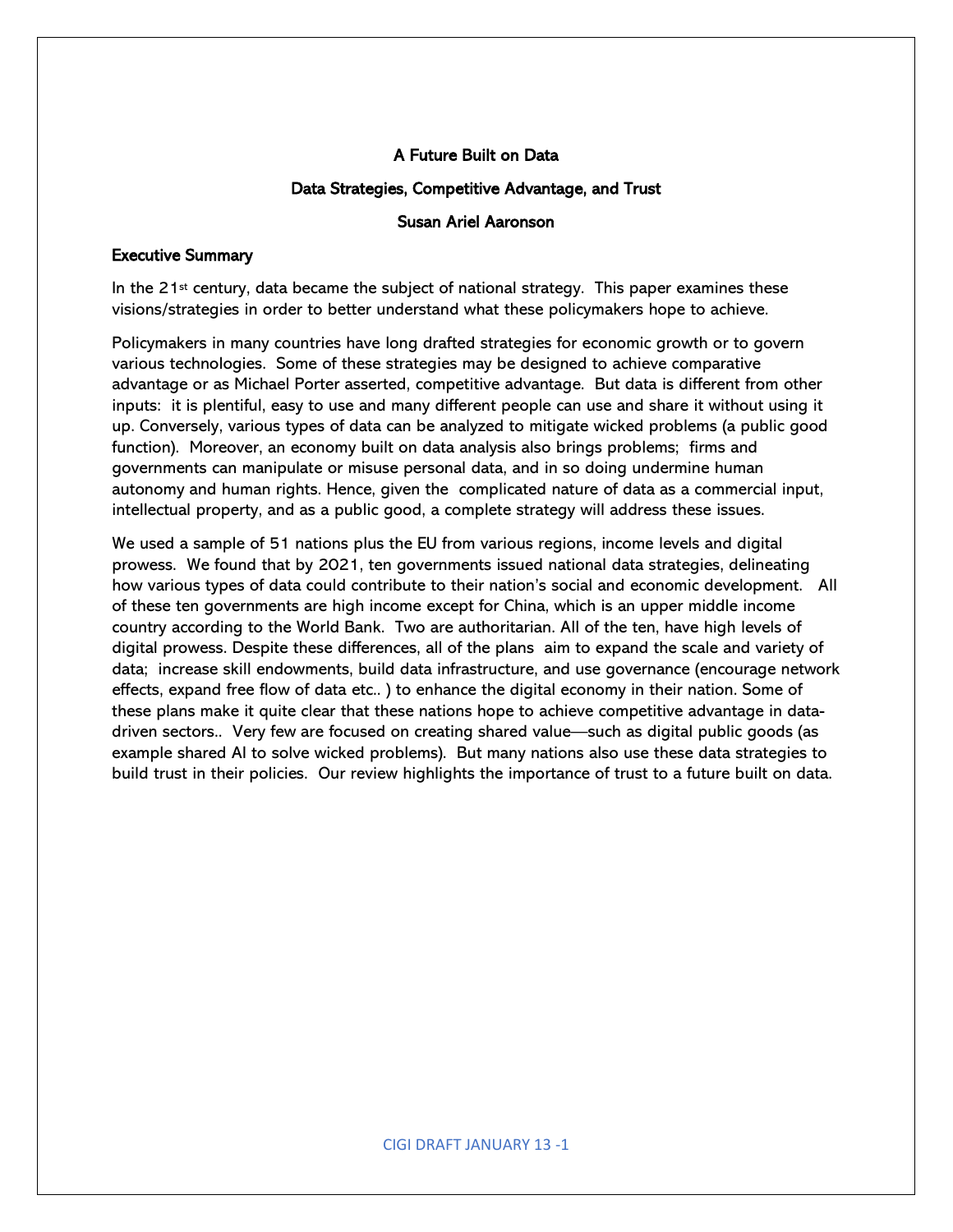# A Future Built on Data

## Data Strategies, Competitive Advantage, and Trust

**Susan Ariel Aaronson**

## Executive Summary

In the 21st century, data became the subject of national strategy. This paper examines these visions/strategies in order to better understand what these policymakers hope to achieve.

Policymakers in many countries have long drafted strategies for economic growth or to govern various technologies. Some of these strategies may be designed to achieve comparative advantage or as Michael Porter asserted, competitive advantage. But data is different from other inputs: it is plentiful, easy to use and many different people can use and share it without using it up. Conversely, various types of data can be analyzed to mitigate wicked problems (a public good function). Moreover, an economy built on data analysis also brings problems; firms and governments can manipulate or misuse personal data, and in so doing undermine human autonomy and human rights. Hence, given the complicated nature of data as a commercial input, intellectual property, and as a public good, a complete strategy will address these issues.

We used a sample of 51 nations plus the EU from various regions, income levels and digital prowess. We found that by 2021, ten governments issued national data strategies, delineating how various types of data could contribute to their nation's social and economic development. All of these ten governments are high income except for China, which is an upper middle income country according to the World Bank. Two are authoritarian. All of the ten, have high levels of digital prowess. Despite these differences, all of the plans aim to expand the scale and variety of data; increase skill endowments, build data infrastructure, and use governance (encourage network effects, expand free flow of data etc.. ) to enhance the digital economy in their nation. Some of these plans make it quite clear that these nations hope to achieve competitive advantage in data-driven sectors.. Very few are focused on creating shared value—such as digital public goods (as example shared AI to solve wicked problems). But many nations also use these data strategies to build trust in their policies. Our review highlights the importance of trust to a future built on data.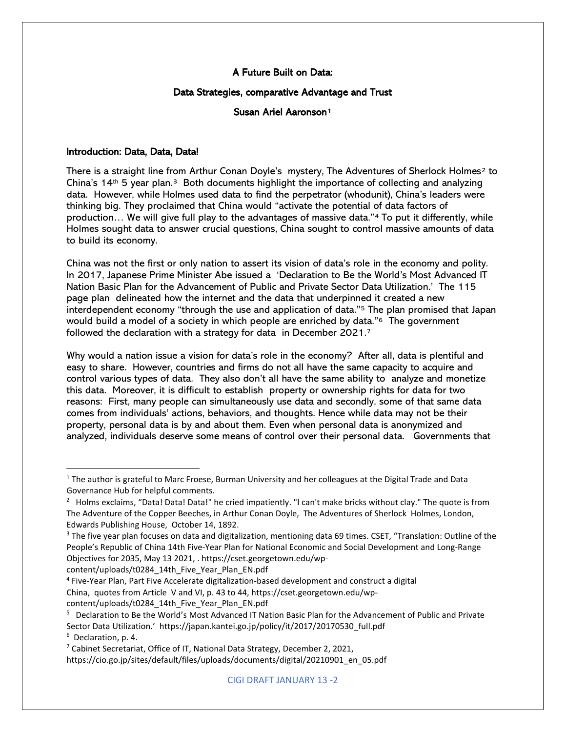**A Future Built on Data:**

**Data Strategies, comparative Advantage and Trust**

**Susan Ariel Aaronson[1]**

**Introduction: Data, Data, Data!**

There is a straight line from Arthur Conan Doyle's mystery, The Adventures of Sherlock Holmes[2] to China's 14th 5 year plan.[3] Both documents highlight the importance of collecting and analyzing data. However, while Holmes used data to find the perpetrator (whodunit), China's leaders were thinking big. They proclaimed that China would "activate the potential of data factors of production… We will give full play to the advantages of massive data."[4] To put it differently, while Holmes sought data to answer crucial questions, China sought to control massive amounts of data to build its economy.

China was not the first or only nation to assert its vision of data's role in the economy and polity. In 2017, Japanese Prime Minister Abe issued a 'Declaration to Be the World's Most Advanced IT Nation Basic Plan for the Advancement of Public and Private Sector Data Utilization.' The 115 page plan delineated how the internet and the data that underpinned it created a new interdependent economy "through the use and application of data."[5] The plan promised that Japan would build a model of a society in which people are enriched by data."[6] The government followed the declaration with a strategy for data in December 2021.[7]

Why would a nation issue a vision for data's role in the economy? After all, data is plentiful and easy to share. However, countries and firms do not all have the same capacity to acquire and control various types of data. They also don't all have the same ability to analyze and monetize this data. Moreover, it is difficult to establish property or ownership rights for data for two reasons: First, many people can simultaneously use data and secondly, some of that same data comes from individuals' actions, behaviors, and thoughts. Hence while data may not be their property, personal data is by and about them. Even when personal data is anonymized and analyzed, individuals deserve some means of control over their personal data. Governments that

---

[1] The author is grateful to Marc Froese, Burman University and her colleagues at the Digital Trade and Data Governance Hub for helpful comments.

[2] Holms exclaims, "Data! Data! Data!" he cried impatiently. "I can't make bricks without clay." The quote is from The Adventure of the Copper Beeches, in Arthur Conan Doyle, The Adventures of Sherlock Holmes, London, Edwards Publishing House, October 14, 1892.

[3] The five year plan focuses on data and digitalization, mentioning data 69 times. CSET, "Translation: Outline of the People's Republic of China 14th Five-Year Plan for National Economic and Social Development and Long-Range Objectives for 2035, May 13 2021, . https://cset.georgetown.edu/wp-content/uploads/t0284_14th_Five_Year_Plan_EN.pdf

[4] Five-Year Plan, Part Five Accelerate digitalization-based development and construct a digital China, quotes from Article V and VI, p. 43 to 44, https://cset.georgetown.edu/wp-content/uploads/t0284_14th_Five_Year_Plan_EN.pdf

[5] Declaration to Be the World's Most Advanced IT Nation Basic Plan for the Advancement of Public and Private Sector Data Utilization.' https://japan.kantei.go.jp/policy/it/2017/20170530_full.pdf

[6] Declaration, p. 4.

[7] Cabinet Secretariat, Office of IT, National Data Strategy, December 2, 2021, https://cio.go.jp/sites/default/files/uploads/documents/digital/20210901_en_05.pdf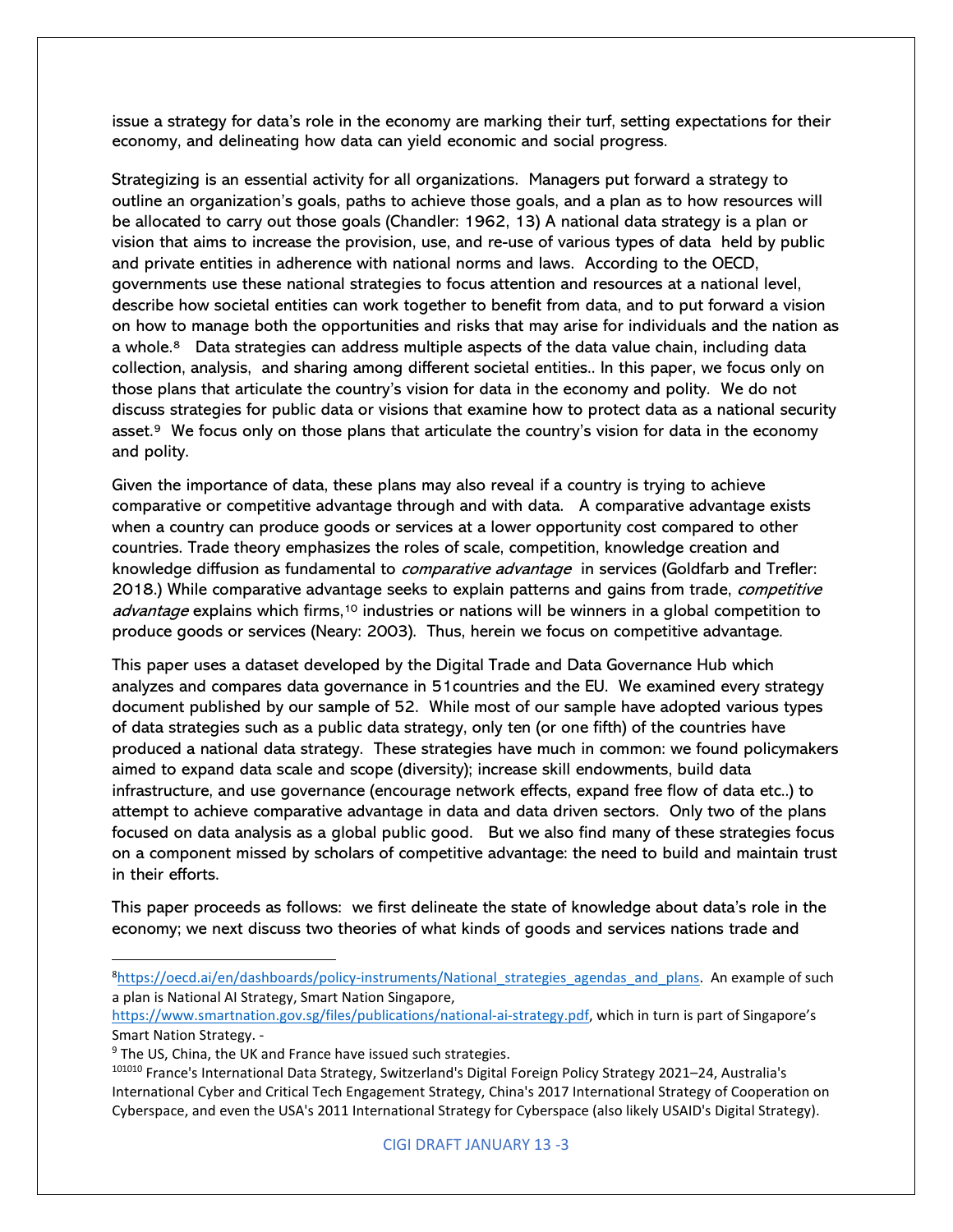issue a strategy for data's role in the economy are marking their turf, setting expectations for their economy, and delineating how data can yield economic and social progress.

Strategizing is an essential activity for all organizations. Managers put forward a strategy to outline an organization's goals, paths to achieve those goals, and a plan as to how resources will be allocated to carry out those goals (Chandler: 1962, 13) A national data strategy is a plan or vision that aims to increase the provision, use, and re-use of various types of data held by public and private entities in adherence with national norms and laws. According to the OECD, governments use these national strategies to focus attention and resources at a national level, describe how societal entities can work together to benefit from data, and to put forward a vision on how to manage both the opportunities and risks that may arise for individuals and the nation as a whole.[8] Data strategies can address multiple aspects of the data value chain, including data collection, analysis, and sharing among different societal entities.. In this paper, we focus only on those plans that articulate the country's vision for data in the economy and polity. We do not discuss strategies for public data or visions that examine how to protect data as a national security asset.[9] We focus only on those plans that articulate the country's vision for data in the economy and polity.

Given the importance of data, these plans may also reveal if a country is trying to achieve comparative or competitive advantage through and with data. A comparative advantage exists when a country can produce goods or services at a lower opportunity cost compared to other countries. Trade theory emphasizes the roles of scale, competition, knowledge creation and knowledge diffusion as fundamental to *comparative advantage* in services (Goldfarb and Trefler: 2018.) While comparative advantage seeks to explain patterns and gains from trade, *competitive advantage* explains which firms,[10] industries or nations will be winners in a global competition to produce goods or services (Neary: 2003). Thus, herein we focus on competitive advantage.

This paper uses a dataset developed by the Digital Trade and Data Governance Hub which analyzes and compares data governance in 51countries and the EU. We examined every strategy document published by our sample of 52. While most of our sample have adopted various types of data strategies such as a public data strategy, only ten (or one fifth) of the countries have produced a national data strategy. These strategies have much in common: we found policymakers aimed to expand data scale and scope (diversity); increase skill endowments, build data infrastructure, and use governance (encourage network effects, expand free flow of data etc..) to attempt to achieve comparative advantage in data and data driven sectors. Only two of the plans focused on data analysis as a global public good. But we also find many of these strategies focus on a component missed by scholars of competitive advantage: the need to build and maintain trust in their efforts.

This paper proceeds as follows: we first delineate the state of knowledge about data's role in the economy; we next discuss two theories of what kinds of goods and services nations trade and

---

[8] https://oecd.ai/en/dashboards/policy-instruments/National_strategies_agendas_and_plans. An example of such a plan is National AI Strategy, Smart Nation Singapore, https://www.smartnation.gov.sg/files/publications/national-ai-strategy.pdf, which in turn is part of Singapore's Smart Nation Strategy. -

[9] The US, China, the UK and France have issued such strategies.

[101010] France's International Data Strategy, Switzerland's Digital Foreign Policy Strategy 2021–24, Australia's International Cyber and Critical Tech Engagement Strategy, China's 2017 International Strategy of Cooperation on Cyberspace, and even the USA's 2011 International Strategy for Cyberspace (also likely USAID's Digital Strategy).

CIGI DRAFT JANUARY 13 -3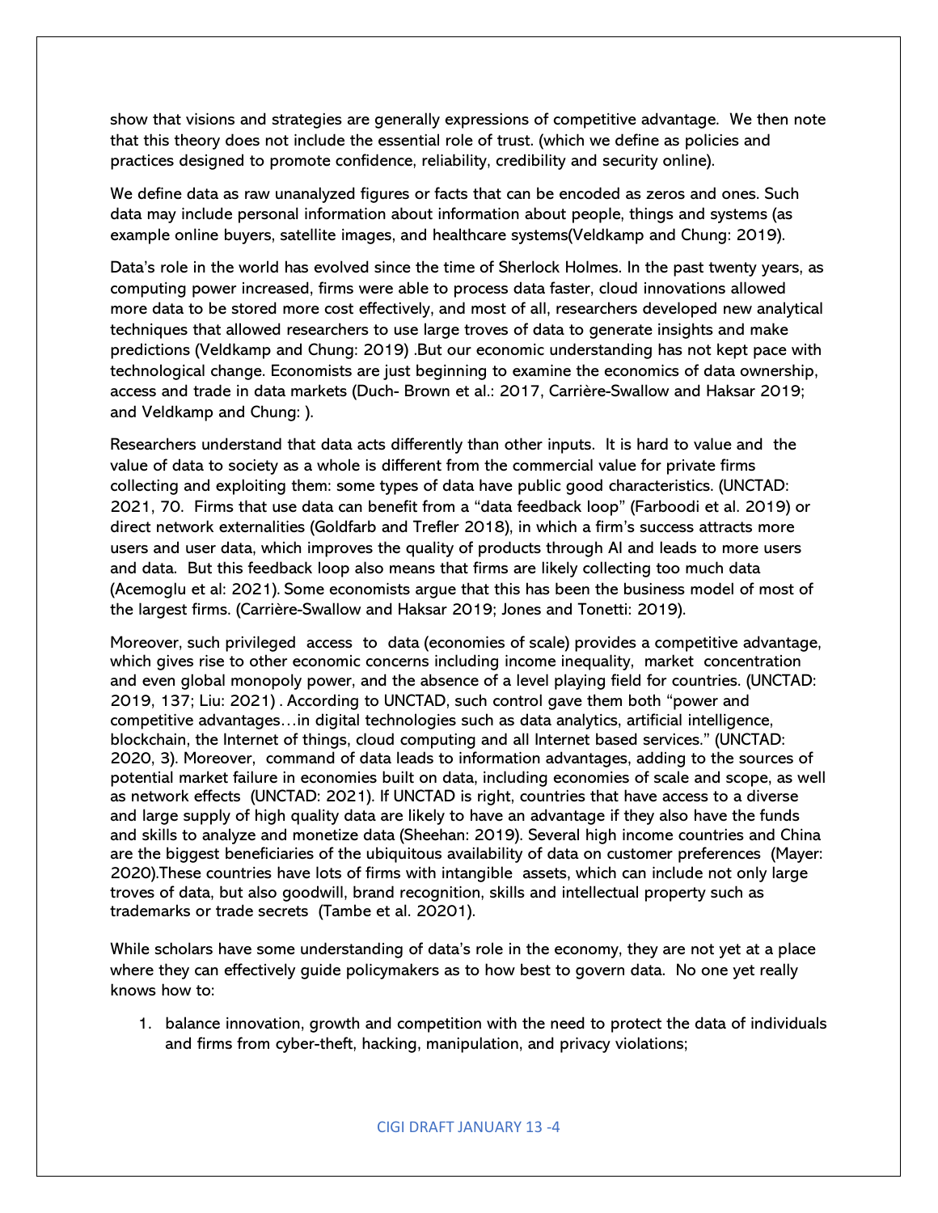show that visions and strategies are generally expressions of competitive advantage. We then note that this theory does not include the essential role of trust. (which we define as policies and practices designed to promote confidence, reliability, credibility and security online).

We define data as raw unanalyzed figures or facts that can be encoded as zeros and ones. Such data may include personal information about information about people, things and systems (as example online buyers, satellite images, and healthcare systems(Veldkamp and Chung: 2019).

Data's role in the world has evolved since the time of Sherlock Holmes. In the past twenty years, as computing power increased, firms were able to process data faster, cloud innovations allowed more data to be stored more cost effectively, and most of all, researchers developed new analytical techniques that allowed researchers to use large troves of data to generate insights and make predictions (Veldkamp and Chung: 2019) .But our economic understanding has not kept pace with technological change. Economists are just beginning to examine the economics of data ownership, access and trade in data markets (Duch- Brown et al.: 2017, Carrière-Swallow and Haksar 2019; and Veldkamp and Chung: ).

Researchers understand that data acts differently than other inputs. It is hard to value and the value of data to society as a whole is different from the commercial value for private firms collecting and exploiting them: some types of data have public good characteristics. (UNCTAD: 2021, 70. Firms that use data can benefit from a "data feedback loop" (Farboodi et al. 2019) or direct network externalities (Goldfarb and Trefler 2018), in which a firm's success attracts more users and user data, which improves the quality of products through AI and leads to more users and data. But this feedback loop also means that firms are likely collecting too much data (Acemoglu et al: 2021). Some economists argue that this has been the business model of most of the largest firms. (Carrière-Swallow and Haksar 2019; Jones and Tonetti: 2019).

Moreover, such privileged access to data (economies of scale) provides a competitive advantage, which gives rise to other economic concerns including income inequality, market concentration and even global monopoly power, and the absence of a level playing field for countries. (UNCTAD: 2019, 137; Liu: 2021) . According to UNCTAD, such control gave them both "power and competitive advantages…in digital technologies such as data analytics, artificial intelligence, blockchain, the Internet of things, cloud computing and all Internet based services." (UNCTAD: 2020, 3). Moreover, command of data leads to information advantages, adding to the sources of potential market failure in economies built on data, including economies of scale and scope, as well as network effects (UNCTAD: 2021). If UNCTAD is right, countries that have access to a diverse and large supply of high quality data are likely to have an advantage if they also have the funds and skills to analyze and monetize data (Sheehan: 2019). Several high income countries and China are the biggest beneficiaries of the ubiquitous availability of data on customer preferences (Mayer: 2020).These countries have lots of firms with intangible assets, which can include not only large troves of data, but also goodwill, brand recognition, skills and intellectual property such as trademarks or trade secrets (Tambe et al. 20201).

While scholars have some understanding of data's role in the economy, they are not yet at a place where they can effectively guide policymakers as to how best to govern data. No one yet really knows how to:

1. balance innovation, growth and competition with the need to protect the data of individuals and firms from cyber-theft, hacking, manipulation, and privacy violations;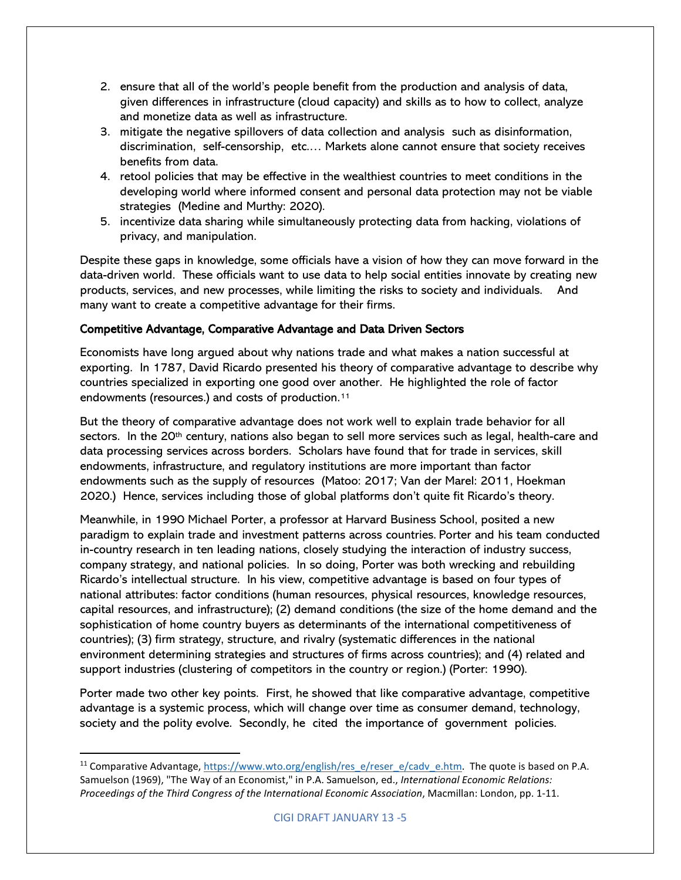2. ensure that all of the world's people benefit from the production and analysis of data, given differences in infrastructure (cloud capacity) and skills as to how to collect, analyze and monetize data as well as infrastructure.
3. mitigate the negative spillovers of data collection and analysis such as disinformation, discrimination, self-censorship, etc.… Markets alone cannot ensure that society receives benefits from data.
4. retool policies that may be effective in the wealthiest countries to meet conditions in the developing world where informed consent and personal data protection may not be viable strategies (Medine and Murthy: 2020).
5. incentivize data sharing while simultaneously protecting data from hacking, violations of privacy, and manipulation.

Despite these gaps in knowledge, some officials have a vision of how they can move forward in the data-driven world. These officials want to use data to help social entities innovate by creating new products, services, and new processes, while limiting the risks to society and individuals. And many want to create a competitive advantage for their firms.

**Competitive Advantage, Comparative Advantage and Data Driven Sectors**

Economists have long argued about why nations trade and what makes a nation successful at exporting. In 1787, David Ricardo presented his theory of comparative advantage to describe why countries specialized in exporting one good over another. He highlighted the role of factor endowments (resources.) and costs of production.[11]

But the theory of comparative advantage does not work well to explain trade behavior for all sectors. In the 20th century, nations also began to sell more services such as legal, health-care and data processing services across borders. Scholars have found that for trade in services, skill endowments, infrastructure, and regulatory institutions are more important than factor endowments such as the supply of resources (Matoo: 2017; Van der Marel: 2011, Hoekman 2020.) Hence, services including those of global platforms don't quite fit Ricardo's theory.

Meanwhile, in 1990 Michael Porter, a professor at Harvard Business School, posited a new paradigm to explain trade and investment patterns across countries. Porter and his team conducted in-country research in ten leading nations, closely studying the interaction of industry success, company strategy, and national policies. In so doing, Porter was both wrecking and rebuilding Ricardo's intellectual structure. In his view, competitive advantage is based on four types of national attributes: factor conditions (human resources, physical resources, knowledge resources, capital resources, and infrastructure); (2) demand conditions (the size of the home demand and the sophistication of home country buyers as determinants of the international competitiveness of countries); (3) firm strategy, structure, and rivalry (systematic differences in the national environment determining strategies and structures of firms across countries); and (4) related and support industries (clustering of competitors in the country or region.) (Porter: 1990).

Porter made two other key points. First, he showed that like comparative advantage, competitive advantage is a systemic process, which will change over time as consumer demand, technology, society and the polity evolve. Secondly, he cited the importance of government policies.

---

[11] Comparative Advantage, https://www.wto.org/english/res_e/reser_e/cadv_e.htm. The quote is based on P.A. Samuelson (1969), "The Way of an Economist," in P.A. Samuelson, ed., *International Economic Relations: Proceedings of the Third Congress of the International Economic Association*, Macmillan: London, pp. 1-11.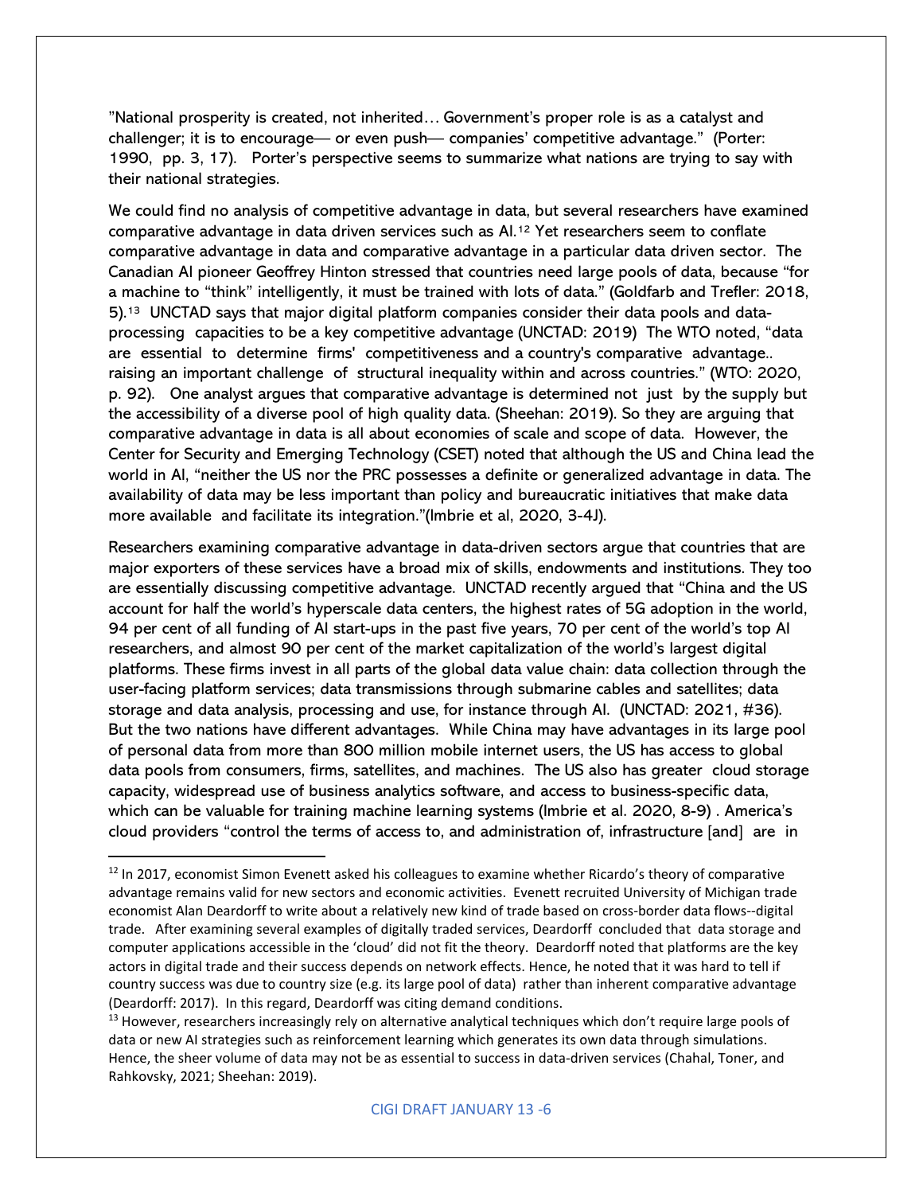”National prosperity is created, not inherited… Government’s proper role is as a catalyst and challenger; it is to encourage— or even push— companies’ competitive advantage.” (Porter: 1990, pp. 3, 17). Porter’s perspective seems to summarize what nations are trying to say with their national strategies.

We could find no analysis of competitive advantage in data, but several researchers have examined comparative advantage in data driven services such as AI.[12] Yet researchers seem to conflate comparative advantage in data and comparative advantage in a particular data driven sector. The Canadian AI pioneer Geoffrey Hinton stressed that countries need large pools of data, because “for a machine to “think” intelligently, it must be trained with lots of data.” (Goldfarb and Trefler: 2018, 5).[13] UNCTAD says that major digital platform companies consider their data pools and data-processing capacities to be a key competitive advantage (UNCTAD: 2019) The WTO noted, “data are essential to determine firms' competitiveness and a country's comparative advantage.. raising an important challenge of structural inequality within and across countries.” (WTO: 2020, p. 92). One analyst argues that comparative advantage is determined not just by the supply but the accessibility of a diverse pool of high quality data. (Sheehan: 2019). So they are arguing that comparative advantage in data is all about economies of scale and scope of data. However, the Center for Security and Emerging Technology (CSET) noted that although the US and China lead the world in AI, “neither the US nor the PRC possesses a definite or generalized advantage in data. The availability of data may be less important than policy and bureaucratic initiatives that make data more available and facilitate its integration.”(Imbrie et al, 2020, 3-4J).

Researchers examining comparative advantage in data-driven sectors argue that countries that are major exporters of these services have a broad mix of skills, endowments and institutions. They too are essentially discussing competitive advantage. UNCTAD recently argued that “China and the US account for half the world’s hyperscale data centers, the highest rates of 5G adoption in the world, 94 per cent of all funding of AI start-ups in the past five years, 70 per cent of the world’s top AI researchers, and almost 90 per cent of the market capitalization of the world’s largest digital platforms. These firms invest in all parts of the global data value chain: data collection through the user-facing platform services; data transmissions through submarine cables and satellites; data storage and data analysis, processing and use, for instance through AI. (UNCTAD: 2021, #36). But the two nations have different advantages. While China may have advantages in its large pool of personal data from more than 800 million mobile internet users, the US has access to global data pools from consumers, firms, satellites, and machines. The US also has greater cloud storage capacity, widespread use of business analytics software, and access to business-specific data, which can be valuable for training machine learning systems (Imbrie et al. 2020, 8-9) . America’s cloud providers “control the terms of access to, and administration of, infrastructure [and] are in

[12] In 2017, economist Simon Evenett asked his colleagues to examine whether Ricardo’s theory of comparative advantage remains valid for new sectors and economic activities. Evenett recruited University of Michigan trade economist Alan Deardorff to write about a relatively new kind of trade based on cross-border data flows--digital trade. After examining several examples of digitally traded services, Deardorff concluded that data storage and computer applications accessible in the ‘cloud’ did not fit the theory. Deardorff noted that platforms are the key actors in digital trade and their success depends on network effects. Hence, he noted that it was hard to tell if country success was due to country size (e.g. its large pool of data) rather than inherent comparative advantage (Deardorff: 2017). In this regard, Deardorff was citing demand conditions.

[13] However, researchers increasingly rely on alternative analytical techniques which don’t require large pools of data or new AI strategies such as reinforcement learning which generates its own data through simulations. Hence, the sheer volume of data may not be as essential to success in data-driven services (Chahal, Toner, and Rahkovsky, 2021; Sheehan: 2019).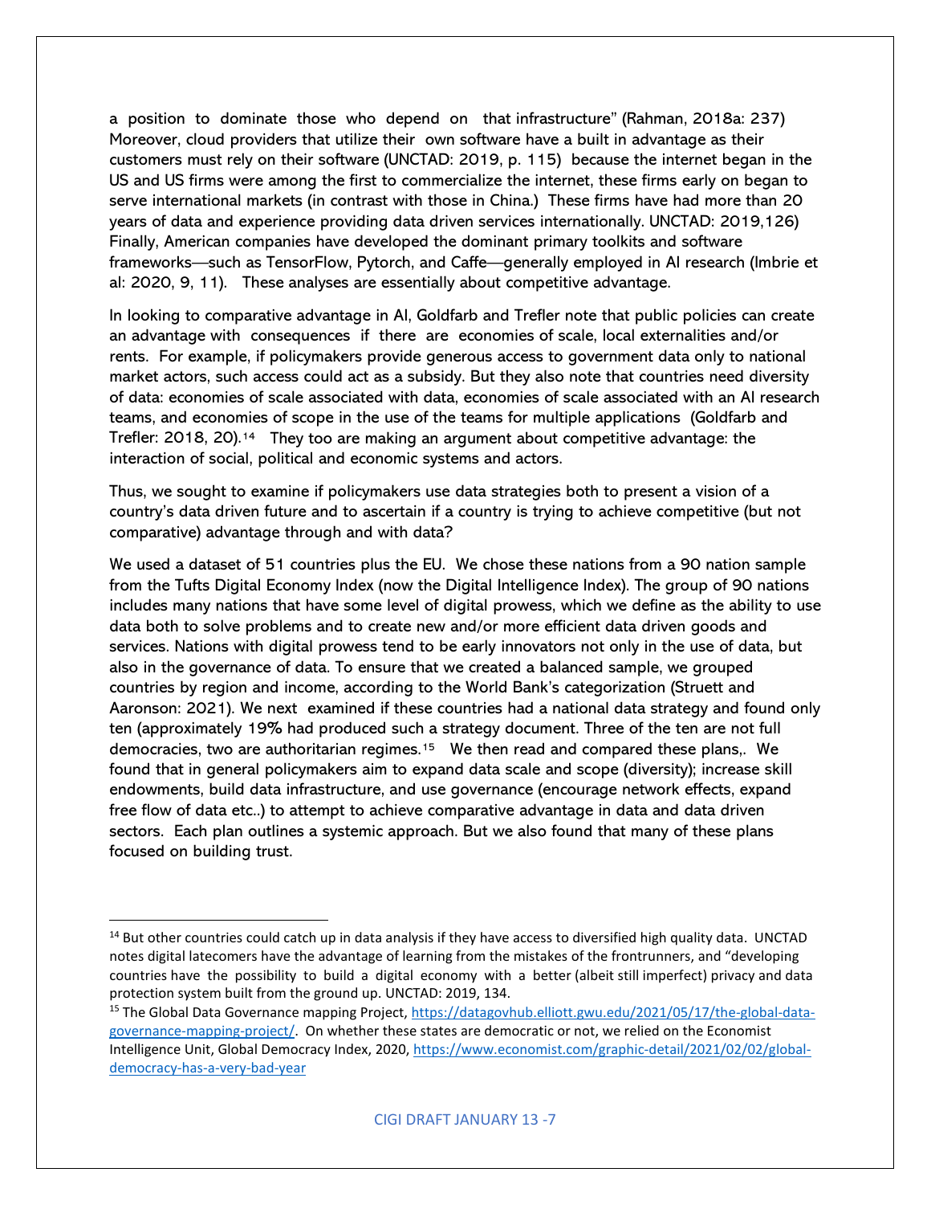a position to dominate those who depend on that infrastructure" (Rahman, 2018a: 237) Moreover, cloud providers that utilize their own software have a built in advantage as their customers must rely on their software (UNCTAD: 2019, p. 115) because the internet began in the US and US firms were among the first to commercialize the internet, these firms early on began to serve international markets (in contrast with those in China.) These firms have had more than 20 years of data and experience providing data driven services internationally. UNCTAD: 2019,126) Finally, American companies have developed the dominant primary toolkits and software frameworks—such as TensorFlow, Pytorch, and Caffe—generally employed in AI research (Imbrie et al: 2020, 9, 11). These analyses are essentially about competitive advantage.

In looking to comparative advantage in AI, Goldfarb and Trefler note that public policies can create an advantage with consequences if there are economies of scale, local externalities and/or rents. For example, if policymakers provide generous access to government data only to national market actors, such access could act as a subsidy. But they also note that countries need diversity of data: economies of scale associated with data, economies of scale associated with an AI research teams, and economies of scope in the use of the teams for multiple applications (Goldfarb and Trefler: 2018, 20).[14] They too are making an argument about competitive advantage: the interaction of social, political and economic systems and actors.

Thus, we sought to examine if policymakers use data strategies both to present a vision of a country's data driven future and to ascertain if a country is trying to achieve competitive (but not comparative) advantage through and with data?

We used a dataset of 51 countries plus the EU. We chose these nations from a 90 nation sample from the Tufts Digital Economy Index (now the Digital Intelligence Index). The group of 90 nations includes many nations that have some level of digital prowess, which we define as the ability to use data both to solve problems and to create new and/or more efficient data driven goods and services. Nations with digital prowess tend to be early innovators not only in the use of data, but also in the governance of data. To ensure that we created a balanced sample, we grouped countries by region and income, according to the World Bank's categorization (Struett and Aaronson: 2021). We next examined if these countries had a national data strategy and found only ten (approximately 19% had produced such a strategy document. Three of the ten are not full democracies, two are authoritarian regimes.[15] We then read and compared these plans,. We found that in general policymakers aim to expand data scale and scope (diversity); increase skill endowments, build data infrastructure, and use governance (encourage network effects, expand free flow of data etc..) to attempt to achieve comparative advantage in data and data driven sectors. Each plan outlines a systemic approach. But we also found that many of these plans focused on building trust.

---

[14] But other countries could catch up in data analysis if they have access to diversified high quality data. UNCTAD notes digital latecomers have the advantage of learning from the mistakes of the frontrunners, and "developing countries have the possibility to build a digital economy with a better (albeit still imperfect) privacy and data protection system built from the ground up. UNCTAD: 2019, 134.

[15] The Global Data Governance mapping Project, https://datagovhub.elliott.gwu.edu/2021/05/17/the-global-data-governance-mapping-project/. On whether these states are democratic or not, we relied on the Economist Intelligence Unit, Global Democracy Index, 2020, https://www.economist.com/graphic-detail/2021/02/02/global-democracy-has-a-very-bad-year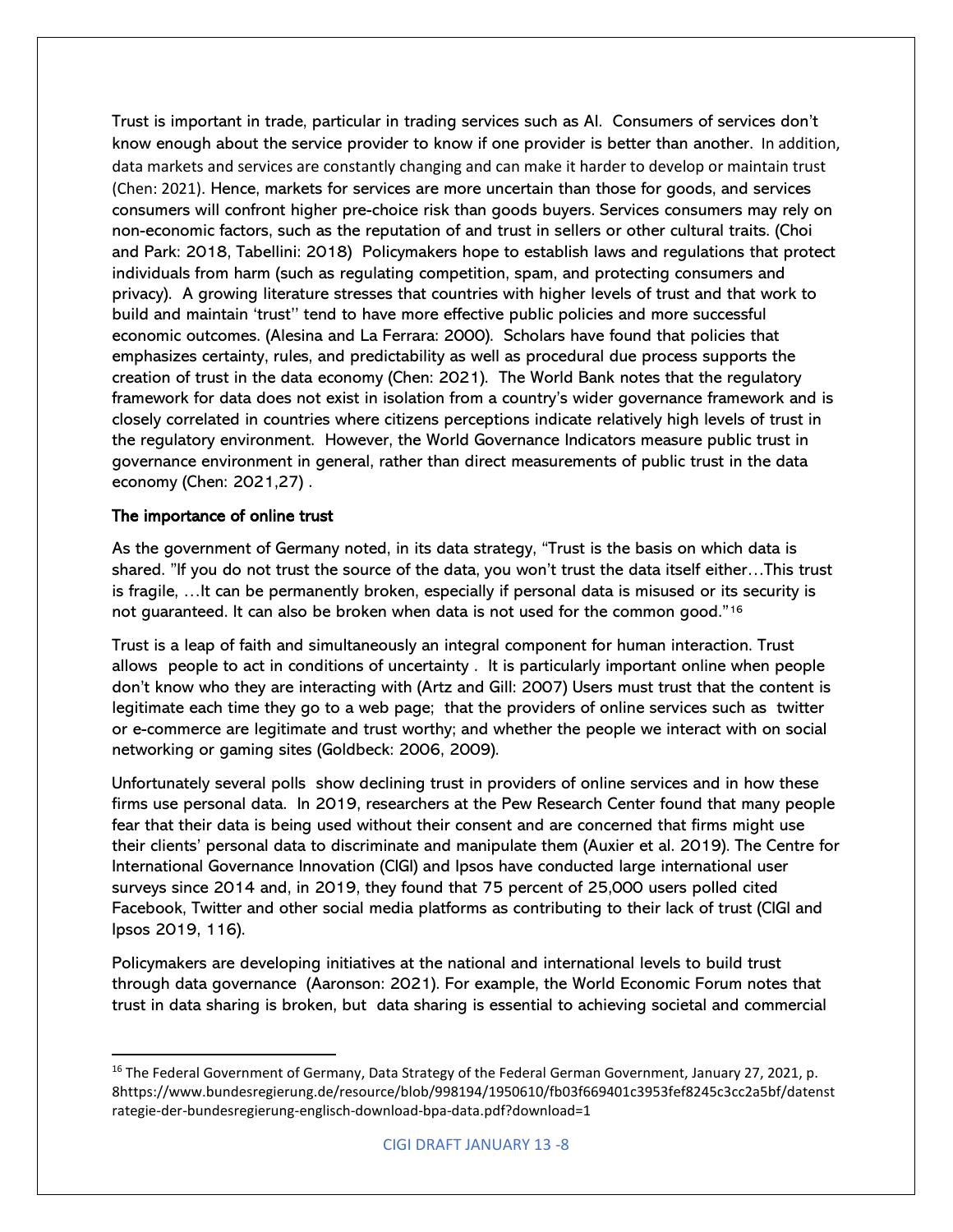Trust is important in trade, particular in trading services such as AI. Consumers of services don't know enough about the service provider to know if one provider is better than another. In addition, data markets and services are constantly changing and can make it harder to develop or maintain trust (Chen: 2021). Hence, markets for services are more uncertain than those for goods, and services consumers will confront higher pre-choice risk than goods buyers. Services consumers may rely on non-economic factors, such as the reputation of and trust in sellers or other cultural traits. (Choi and Park: 2018, Tabellini: 2018) Policymakers hope to establish laws and regulations that protect individuals from harm (such as regulating competition, spam, and protecting consumers and privacy). A growing literature stresses that countries with higher levels of trust and that work to build and maintain 'trust'' tend to have more effective public policies and more successful economic outcomes. (Alesina and La Ferrara: 2000). Scholars have found that policies that emphasizes certainty, rules, and predictability as well as procedural due process supports the creation of trust in the data economy (Chen: 2021). The World Bank notes that the regulatory framework for data does not exist in isolation from a country's wider governance framework and is closely correlated in countries where citizens perceptions indicate relatively high levels of trust in the regulatory environment. However, the World Governance Indicators measure public trust in governance environment in general, rather than direct measurements of public trust in the data economy (Chen: 2021,27) .

**The importance of online trust**

As the government of Germany noted, in its data strategy, "Trust is the basis on which data is shared. "If you do not trust the source of the data, you won't trust the data itself either…This trust is fragile, …It can be permanently broken, especially if personal data is misused or its security is not guaranteed. It can also be broken when data is not used for the common good."[16]

Trust is a leap of faith and simultaneously an integral component for human interaction. Trust allows people to act in conditions of uncertainty . It is particularly important online when people don't know who they are interacting with (Artz and Gill: 2007) Users must trust that the content is legitimate each time they go to a web page; that the providers of online services such as twitter or e-commerce are legitimate and trust worthy; and whether the people we interact with on social networking or gaming sites (Goldbeck: 2006, 2009).

Unfortunately several polls show declining trust in providers of online services and in how these firms use personal data. In 2019, researchers at the Pew Research Center found that many people fear that their data is being used without their consent and are concerned that firms might use their clients' personal data to discriminate and manipulate them (Auxier et al. 2019). The Centre for International Governance Innovation (CIGI) and Ipsos have conducted large international user surveys since 2014 and, in 2019, they found that 75 percent of 25,000 users polled cited Facebook, Twitter and other social media platforms as contributing to their lack of trust (CIGI and Ipsos 2019, 116).

Policymakers are developing initiatives at the national and international levels to build trust through data governance (Aaronson: 2021). For example, the World Economic Forum notes that trust in data sharing is broken, but data sharing is essential to achieving societal and commercial

[16] The Federal Government of Germany, Data Strategy of the Federal German Government, January 27, 2021, p. 8https://www.bundesregierung.de/resource/blob/998194/1950610/fb03f669401c3953fef8245c3cc2a5bf/datenstrategie-der-bundesregierung-englisch-download-bpa-data.pdf?download=1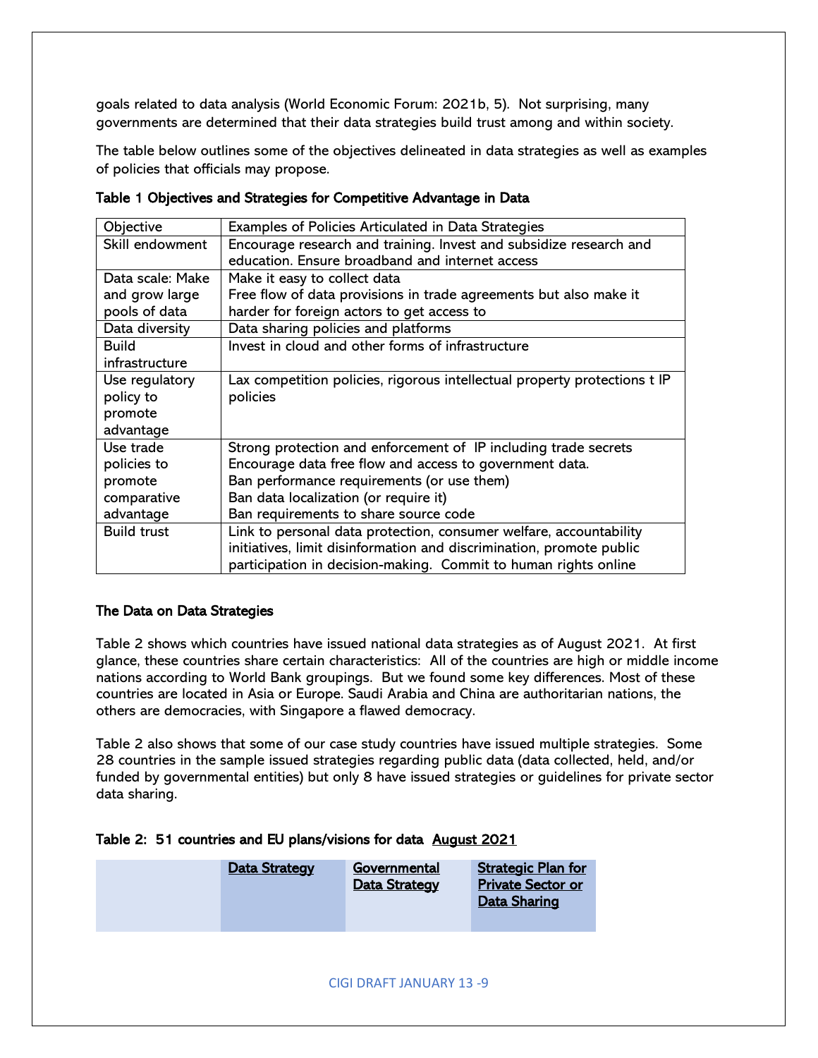goals related to data analysis (World Economic Forum: 2021b, 5). Not surprising, many governments are determined that their data strategies build trust among and within society.

The table below outlines some of the objectives delineated in data strategies as well as examples of policies that officials may propose.

**Table 1 Objectives and Strategies for Competitive Advantage in Data**

| Objective | Examples of Policies Articulated in Data Strategies |
|---|---|
| Skill endowment | Encourage research and training. Invest and subsidize research and education. Ensure broadband and internet access |
| Data scale: Make and grow large pools of data | Make it easy to collect data<br>Free flow of data provisions in trade agreements but also make it harder for foreign actors to get access to |
| Data diversity | Data sharing policies and platforms |
| Build infrastructure | Invest in cloud and other forms of infrastructure |
| Use regulatory policy to promote advantage | Lax competition policies, rigorous intellectual property protections t IP policies |
| Use trade policies to promote comparative advantage | Strong protection and enforcement of IP including trade secrets<br>Encourage data free flow and access to government data.<br>Ban performance requirements (or use them)<br>Ban data localization (or require it)<br>Ban requirements to share source code |
| Build trust | Link to personal data protection, consumer welfare, accountability initiatives, limit disinformation and discrimination, promote public participation in decision-making. Commit to human rights online |

**The Data on Data Strategies**

Table 2 shows which countries have issued national data strategies as of August 2021. At first glance, these countries share certain characteristics: All of the countries are high or middle income nations according to World Bank groupings. But we found some key differences. Most of these countries are located in Asia or Europe. Saudi Arabia and China are authoritarian nations, the others are democracies, with Singapore a flawed democracy.

Table 2 also shows that some of our case study countries have issued multiple strategies. Some 28 countries in the sample issued strategies regarding public data (data collected, held, and/or funded by governmental entities) but only 8 have issued strategies or guidelines for private sector data sharing.

**Table 2: 51 countries and EU plans/visions for data** **<u>August 2021</u>**

| | Data Strategy | Governmental Data Strategy | Strategic Plan for Private Sector or Data Sharing |
|---|---|---|---|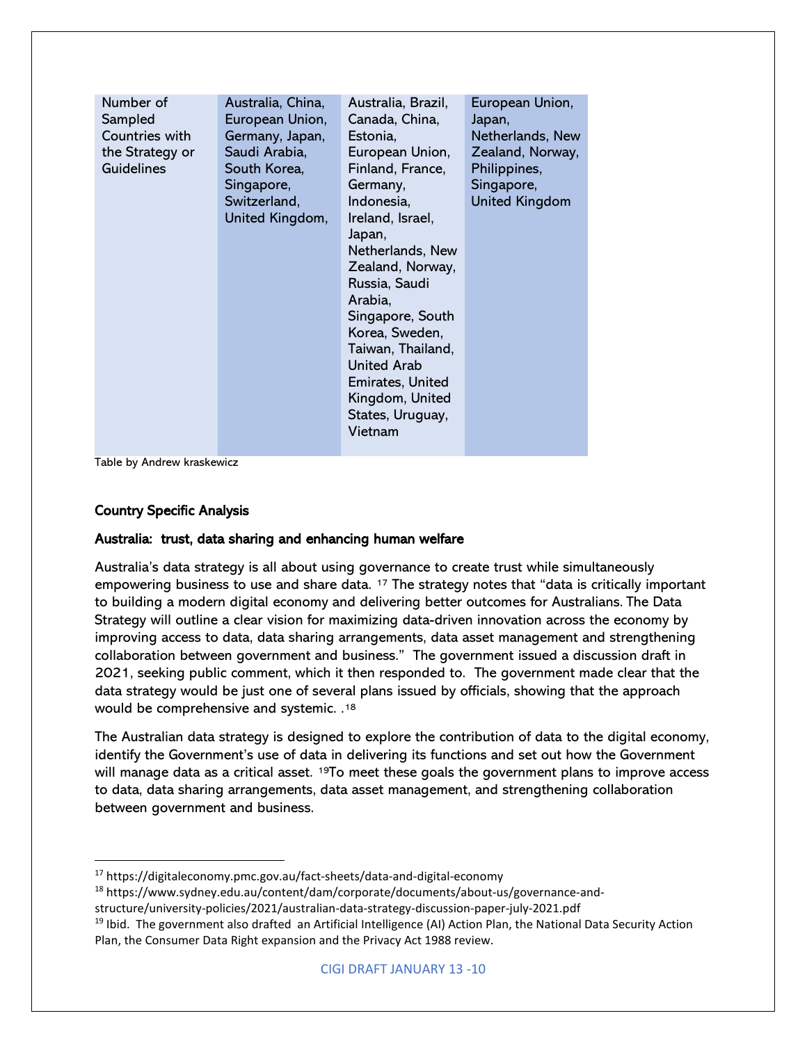| Number of Sampled Countries with the Strategy or Guidelines | Australia, China, European Union, Germany, Japan, Saudi Arabia, South Korea, Singapore, Switzerland, United Kingdom, | Australia, Brazil, Canada, China, Estonia, European Union, Finland, France, Germany, Indonesia, Ireland, Israel, Japan, Netherlands, New Zealand, Norway, Russia, Saudi Arabia, Singapore, South Korea, Sweden, Taiwan, Thailand, United Arab Emirates, United Kingdom, United States, Uruguay, Vietnam | European Union, Japan, Netherlands, New Zealand, Norway, Philippines, Singapore, United Kingdom |
|---|---|---|---|

Table by Andrew kraskewicz

## Country Specific Analysis

### Australia: trust, data sharing and enhancing human welfare

Australia's data strategy is all about using governance to create trust while simultaneously empowering business to use and share data. [17] The strategy notes that "data is critically important to building a modern digital economy and delivering better outcomes for Australians. The Data Strategy will outline a clear vision for maximizing data-driven innovation across the economy by improving access to data, data sharing arrangements, data asset management and strengthening collaboration between government and business." The government issued a discussion draft in 2021, seeking public comment, which it then responded to. The government made clear that the data strategy would be just one of several plans issued by officials, showing that the approach would be comprehensive and systemic. .[18]

The Australian data strategy is designed to explore the contribution of data to the digital economy, identify the Government's use of data in delivering its functions and set out how the Government will manage data as a critical asset. [19]To meet these goals the government plans to improve access to data, data sharing arrangements, data asset management, and strengthening collaboration between government and business.

---

[17] https://digitaleconomy.pmc.gov.au/fact-sheets/data-and-digital-economy

[18] https://www.sydney.edu.au/content/dam/corporate/documents/about-us/governance-and-structure/university-policies/2021/australian-data-strategy-discussion-paper-july-2021.pdf

[19] Ibid. The government also drafted an Artificial Intelligence (AI) Action Plan, the National Data Security Action Plan, the Consumer Data Right expansion and the Privacy Act 1988 review.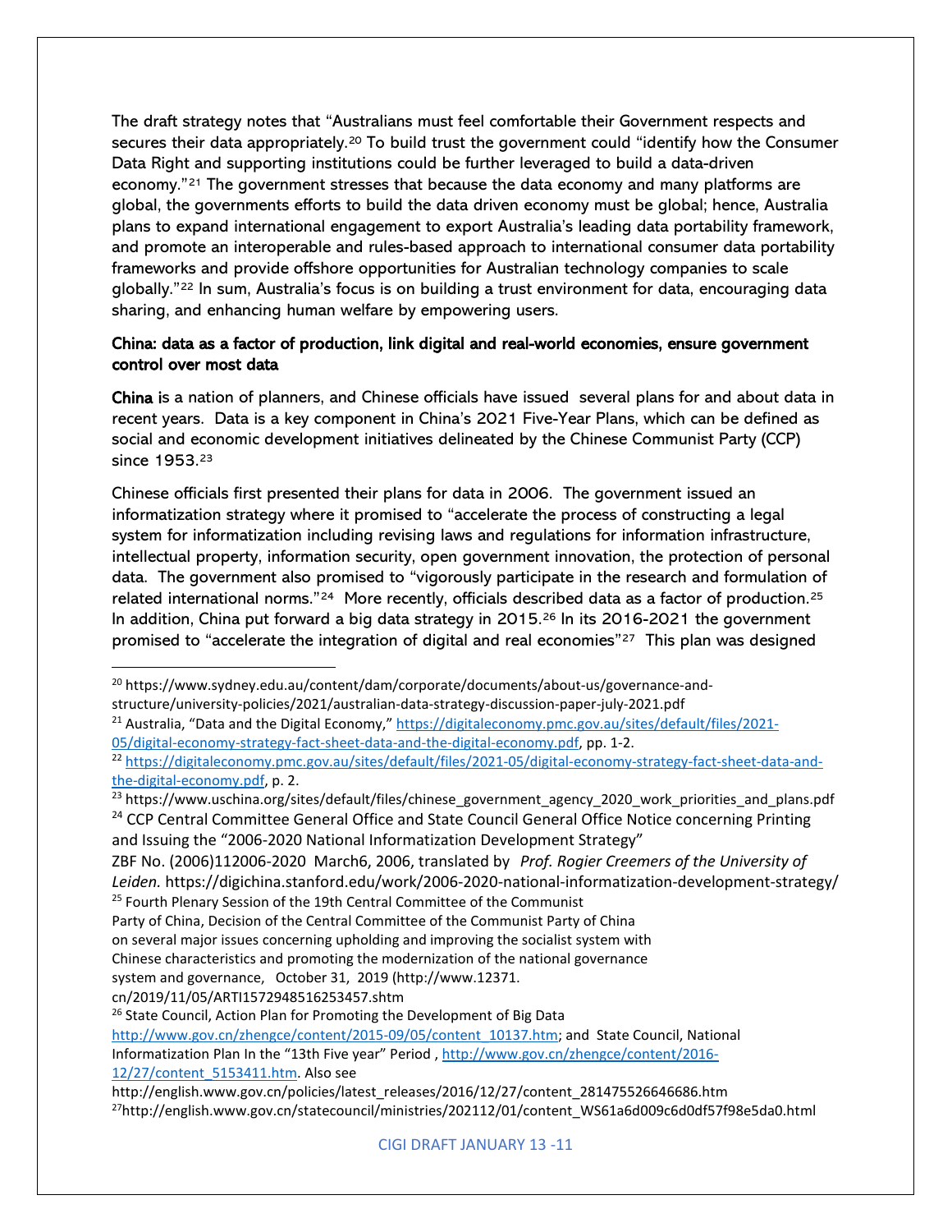The draft strategy notes that "Australians must feel comfortable their Government respects and secures their data appropriately.[20] To build trust the government could "identify how the Consumer Data Right and supporting institutions could be further leveraged to build a data-driven economy."[21] The government stresses that because the data economy and many platforms are global, the governments efforts to build the data driven economy must be global; hence, Australia plans to expand international engagement to export Australia's leading data portability framework, and promote an interoperable and rules-based approach to international consumer data portability frameworks and provide offshore opportunities for Australian technology companies to scale globally."[22] In sum, Australia's focus is on building a trust environment for data, encouraging data sharing, and enhancing human welfare by empowering users.

**China: data as a factor of production, link digital and real-world economies, ensure government control over most data**

**China** is a nation of planners, and Chinese officials have issued several plans for and about data in recent years. Data is a key component in China's 2021 Five-Year Plans, which can be defined as social and economic development initiatives delineated by the Chinese Communist Party (CCP) since 1953.[23]

Chinese officials first presented their plans for data in 2006. The government issued an informatization strategy where it promised to "accelerate the process of constructing a legal system for informatization including revising laws and regulations for information infrastructure, intellectual property, information security, open government innovation, the protection of personal data. The government also promised to "vigorously participate in the research and formulation of related international norms."[24] More recently, officials described data as a factor of production.[25] In addition, China put forward a big data strategy in 2015.[26] In its 2016-2021 the government promised to "accelerate the integration of digital and real economies"[27] This plan was designed

---

[20] https://www.sydney.edu.au/content/dam/corporate/documents/about-us/governance-and-structure/university-policies/2021/australian-data-strategy-discussion-paper-july-2021.pdf

[21] Australia, "Data and the Digital Economy," https://digitaleconomy.pmc.gov.au/sites/default/files/2021-05/digital-economy-strategy-fact-sheet-data-and-the-digital-economy.pdf, pp. 1-2.

[22] https://digitaleconomy.pmc.gov.au/sites/default/files/2021-05/digital-economy-strategy-fact-sheet-data-and-the-digital-economy.pdf, p. 2.

[23] https://www.uschina.org/sites/default/files/chinese_government_agency_2020_work_priorities_and_plans.pdf

[24] CCP Central Committee General Office and State Council General Office Notice concerning Printing and Issuing the "2006-2020 National Informatization Development Strategy" ZBF No. (2006)112006-2020 March6, 2006, translated by *Prof. Rogier Creemers of the University of Leiden.* https://digichina.stanford.edu/work/2006-2020-national-informatization-development-strategy/

[25] Fourth Plenary Session of the 19th Central Committee of the Communist Party of China, Decision of the Central Committee of the Communist Party of China on several major issues concerning upholding and improving the socialist system with Chinese characteristics and promoting the modernization of the national governance system and governance, October 31, 2019 (http://www.12371.cn/2019/11/05/ARTI1572948516253457.shtm

[26] State Council, Action Plan for Promoting the Development of Big Data http://www.gov.cn/zhengce/content/2015-09/05/content_10137.htm; and State Council, National Informatization Plan In the "13th Five year" Period , http://www.gov.cn/zhengce/content/2016-12/27/content_5153411.htm. Also see http://english.www.gov.cn/policies/latest_releases/2016/12/27/content_281475526646686.htm

[27] http://english.www.gov.cn/statecouncil/ministries/202112/01/content_WS61a6d009c6d0df57f98e5da0.html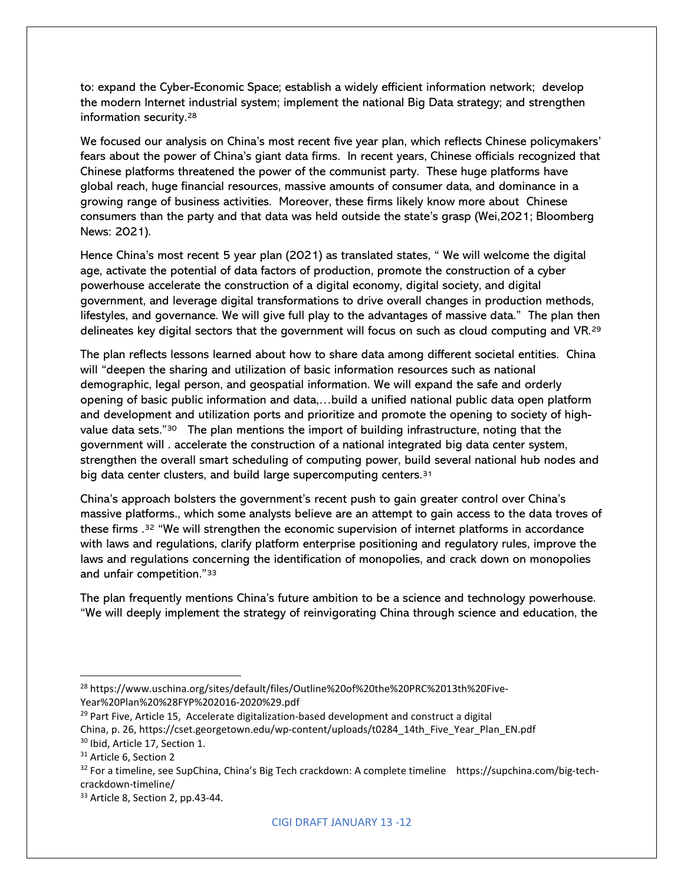to: expand the Cyber-Economic Space; establish a widely efficient information network; develop the modern Internet industrial system; implement the national Big Data strategy; and strengthen information security.[28]

We focused our analysis on China's most recent five year plan, which reflects Chinese policymakers' fears about the power of China's giant data firms. In recent years, Chinese officials recognized that Chinese platforms threatened the power of the communist party. These huge platforms have global reach, huge financial resources, massive amounts of consumer data, and dominance in a growing range of business activities. Moreover, these firms likely know more about Chinese consumers than the party and that data was held outside the state's grasp (Wei,2021; Bloomberg News: 2021).

Hence China's most recent 5 year plan (2021) as translated states, " We will welcome the digital age, activate the potential of data factors of production, promote the construction of a cyber powerhouse accelerate the construction of a digital economy, digital society, and digital government, and leverage digital transformations to drive overall changes in production methods, lifestyles, and governance. We will give full play to the advantages of massive data." The plan then delineates key digital sectors that the government will focus on such as cloud computing and VR.[29]

The plan reflects lessons learned about how to share data among different societal entities. China will "deepen the sharing and utilization of basic information resources such as national demographic, legal person, and geospatial information. We will expand the safe and orderly opening of basic public information and data,…build a unified national public data open platform and development and utilization ports and prioritize and promote the opening to society of high-value data sets."[30] The plan mentions the import of building infrastructure, noting that the government will . accelerate the construction of a national integrated big data center system, strengthen the overall smart scheduling of computing power, build several national hub nodes and big data center clusters, and build large supercomputing centers.[31]

China's approach bolsters the government's recent push to gain greater control over China's massive platforms., which some analysts believe are an attempt to gain access to the data troves of these firms .[32] "We will strengthen the economic supervision of internet platforms in accordance with laws and regulations, clarify platform enterprise positioning and regulatory rules, improve the laws and regulations concerning the identification of monopolies, and crack down on monopolies and unfair competition."[33]

The plan frequently mentions China's future ambition to be a science and technology powerhouse. "We will deeply implement the strategy of reinvigorating China through science and education, the

---

[28] https://www.uschina.org/sites/default/files/Outline%20of%20the%20PRC%2013th%20Five-Year%20Plan%20%28FYP%202016-2020%29.pdf

[29] Part Five, Article 15, Accelerate digitalization-based development and construct a digital China, p. 26, https://cset.georgetown.edu/wp-content/uploads/t0284_14th_Five_Year_Plan_EN.pdf

[30] Ibid, Article 17, Section 1.

[31] Article 6, Section 2

[32] For a timeline, see SupChina, China's Big Tech crackdown: A complete timeline https://supchina.com/big-tech-crackdown-timeline/

[33] Article 8, Section 2, pp.43-44.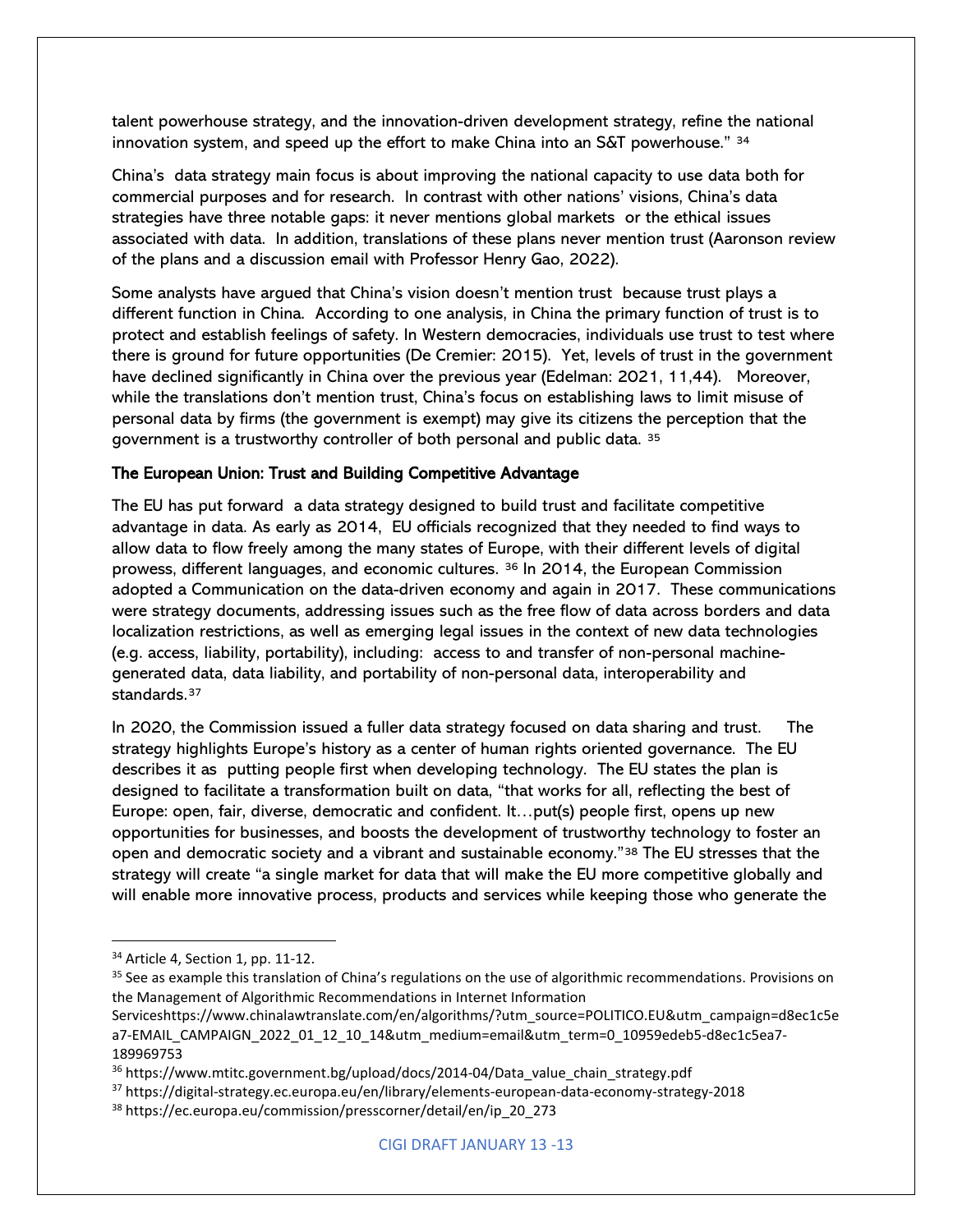talent powerhouse strategy, and the innovation-driven development strategy, refine the national innovation system, and speed up the effort to make China into an S&T powerhouse." [34]

China's data strategy main focus is about improving the national capacity to use data both for commercial purposes and for research. In contrast with other nations' visions, China's data strategies have three notable gaps: it never mentions global markets or the ethical issues associated with data. In addition, translations of these plans never mention trust (Aaronson review of the plans and a discussion email with Professor Henry Gao, 2022).

Some analysts have argued that China's vision doesn't mention trust because trust plays a different function in China. According to one analysis, in China the primary function of trust is to protect and establish feelings of safety. In Western democracies, individuals use trust to test where there is ground for future opportunities (De Cremier: 2015). Yet, levels of trust in the government have declined significantly in China over the previous year (Edelman: 2021, 11,44). Moreover, while the translations don't mention trust, China's focus on establishing laws to limit misuse of personal data by firms (the government is exempt) may give its citizens the perception that the government is a trustworthy controller of both personal and public data. [35]

### The European Union: Trust and Building Competitive Advantage

The EU has put forward a data strategy designed to build trust and facilitate competitive advantage in data. As early as 2014, EU officials recognized that they needed to find ways to allow data to flow freely among the many states of Europe, with their different levels of digital prowess, different languages, and economic cultures. [36] In 2014, the European Commission adopted a Communication on the data-driven economy and again in 2017. These communications were strategy documents, addressing issues such as the free flow of data across borders and data localization restrictions, as well as emerging legal issues in the context of new data technologies (e.g. access, liability, portability), including: access to and transfer of non-personal machine-generated data, data liability, and portability of non-personal data, interoperability and standards.[37]

In 2020, the Commission issued a fuller data strategy focused on data sharing and trust. The strategy highlights Europe's history as a center of human rights oriented governance. The EU describes it as putting people first when developing technology. The EU states the plan is designed to facilitate a transformation built on data, "that works for all, reflecting the best of Europe: open, fair, diverse, democratic and confident. It…put(s) people first, opens up new opportunities for businesses, and boosts the development of trustworthy technology to foster an open and democratic society and a vibrant and sustainable economy."[38] The EU stresses that the strategy will create "a single market for data that will make the EU more competitive globally and will enable more innovative process, products and services while keeping those who generate the

---

[34] Article 4, Section 1, pp. 11-12.

[35] See as example this translation of China's regulations on the use of algorithmic recommendations. Provisions on the Management of Algorithmic Recommendations in Internet Information Serviceshttps://www.chinalawtranslate.com/en/algorithms/?utm_source=POLITICO.EU&utm_campaign=d8ec1c5ea7-EMAIL_CAMPAIGN_2022_01_12_10_14&utm_medium=email&utm_term=0_10959edeb5-d8ec1c5ea7-189969753

[36] https://www.mtitc.government.bg/upload/docs/2014-04/Data_value_chain_strategy.pdf

[37] https://digital-strategy.ec.europa.eu/en/library/elements-european-data-economy-strategy-2018

[38] https://ec.europa.eu/commission/presscorner/detail/en/ip_20_273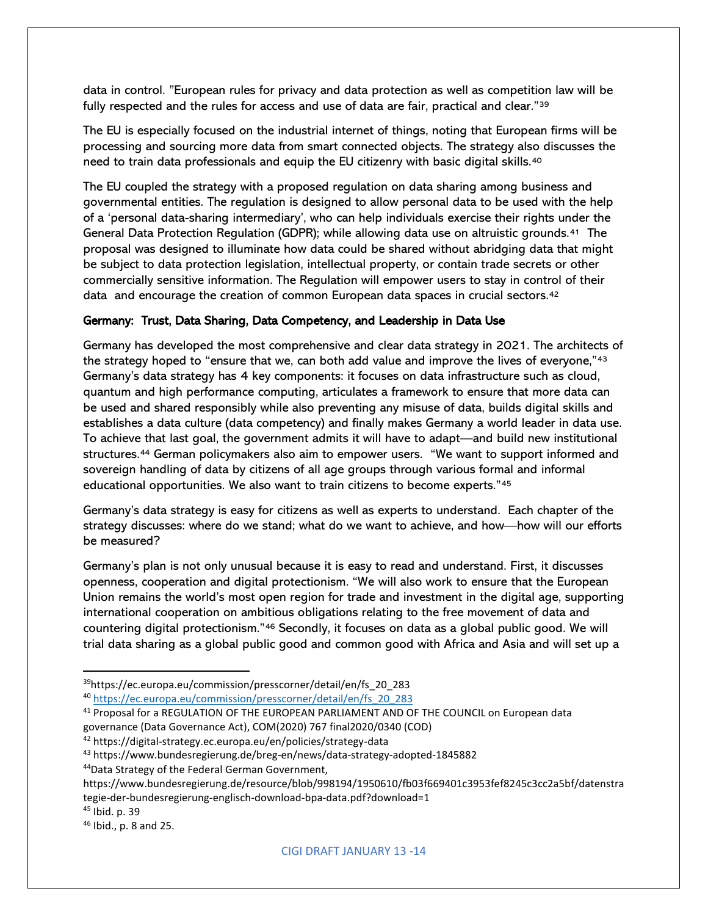data in control. "European rules for privacy and data protection as well as competition law will be fully respected and the rules for access and use of data are fair, practical and clear."[39]

The EU is especially focused on the industrial internet of things, noting that European firms will be processing and sourcing more data from smart connected objects. The strategy also discusses the need to train data professionals and equip the EU citizenry with basic digital skills.[40]

The EU coupled the strategy with a proposed regulation on data sharing among business and governmental entities. The regulation is designed to allow personal data to be used with the help of a 'personal data-sharing intermediary', who can help individuals exercise their rights under the General Data Protection Regulation (GDPR); while allowing data use on altruistic grounds.[41] The proposal was designed to illuminate how data could be shared without abridging data that might be subject to data protection legislation, intellectual property, or contain trade secrets or other commercially sensitive information. The Regulation will empower users to stay in control of their data and encourage the creation of common European data spaces in crucial sectors.[42]

### Germany: Trust, Data Sharing, Data Competency, and Leadership in Data Use

Germany has developed the most comprehensive and clear data strategy in 2021. The architects of the strategy hoped to "ensure that we, can both add value and improve the lives of everyone,"[43] Germany's data strategy has 4 key components: it focuses on data infrastructure such as cloud, quantum and high performance computing, articulates a framework to ensure that more data can be used and shared responsibly while also preventing any misuse of data, builds digital skills and establishes a data culture (data competency) and finally makes Germany a world leader in data use. To achieve that last goal, the government admits it will have to adapt—and build new institutional structures.[44] German policymakers also aim to empower users. "We want to support informed and sovereign handling of data by citizens of all age groups through various formal and informal educational opportunities. We also want to train citizens to become experts."[45]

Germany's data strategy is easy for citizens as well as experts to understand. Each chapter of the strategy discusses: where do we stand; what do we want to achieve, and how—how will our efforts be measured?

Germany's plan is not only unusual because it is easy to read and understand. First, it discusses openness, cooperation and digital protectionism. "We will also work to ensure that the European Union remains the world's most open region for trade and investment in the digital age, supporting international cooperation on ambitious obligations relating to the free movement of data and countering digital protectionism."[46] Secondly, it focuses on data as a global public good. We will trial data sharing as a global public good and common good with Africa and Asia and will set up a

---

[39] https://ec.europa.eu/commission/presscorner/detail/en/fs_20_283

[40] https://ec.europa.eu/commission/presscorner/detail/en/fs_20_283

[41] Proposal for a REGULATION OF THE EUROPEAN PARLIAMENT AND OF THE COUNCIL on European data governance (Data Governance Act), COM(2020) 767 final2020/0340 (COD)

[42] https://digital-strategy.ec.europa.eu/en/policies/strategy-data

[43] https://www.bundesregierung.de/breg-en/news/data-strategy-adopted-1845882

[44] Data Strategy of the Federal German Government, https://www.bundesregierung.de/resource/blob/998194/1950610/fb03f669401c3953fef8245c3cc2a5bf/datenstrategie-der-bundesregierung-englisch-download-bpa-data.pdf?download=1

[45] Ibid. p. 39

[46] Ibid., p. 8 and 25.

CIGI DRAFT JANUARY 13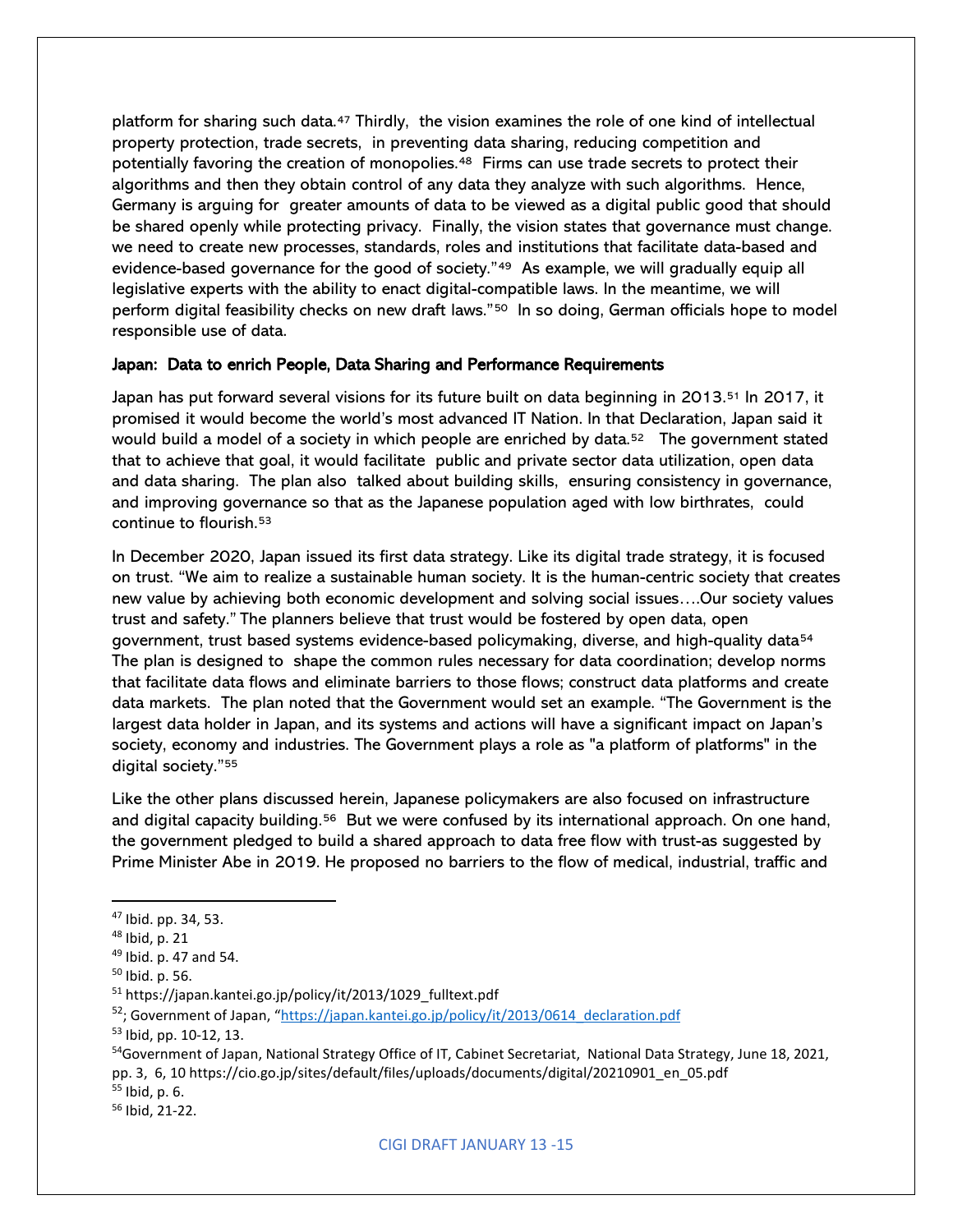platform for sharing such data.[47] Thirdly, the vision examines the role of one kind of intellectual property protection, trade secrets, in preventing data sharing, reducing competition and potentially favoring the creation of monopolies.[48] Firms can use trade secrets to protect their algorithms and then they obtain control of any data they analyze with such algorithms. Hence, Germany is arguing for greater amounts of data to be viewed as a digital public good that should be shared openly while protecting privacy. Finally, the vision states that governance must change. we need to create new processes, standards, roles and institutions that facilitate data-based and evidence-based governance for the good of society."[49] As example, we will gradually equip all legislative experts with the ability to enact digital-compatible laws. In the meantime, we will perform digital feasibility checks on new draft laws."[50] In so doing, German officials hope to model responsible use of data.

**Japan: Data to enrich People, Data Sharing and Performance Requirements**

Japan has put forward several visions for its future built on data beginning in 2013.[51] In 2017, it promised it would become the world's most advanced IT Nation. In that Declaration, Japan said it would build a model of a society in which people are enriched by data.[52] The government stated that to achieve that goal, it would facilitate public and private sector data utilization, open data and data sharing. The plan also talked about building skills, ensuring consistency in governance, and improving governance so that as the Japanese population aged with low birthrates, could continue to flourish.[53]

In December 2020, Japan issued its first data strategy. Like its digital trade strategy, it is focused on trust. "We aim to realize a sustainable human society. It is the human-centric society that creates new value by achieving both economic development and solving social issues….Our society values trust and safety." The planners believe that trust would be fostered by open data, open government, trust based systems evidence-based policymaking, diverse, and high-quality data[54] The plan is designed to shape the common rules necessary for data coordination; develop norms that facilitate data flows and eliminate barriers to those flows; construct data platforms and create data markets. The plan noted that the Government would set an example. "The Government is the largest data holder in Japan, and its systems and actions will have a significant impact on Japan's society, economy and industries. The Government plays a role as "a platform of platforms" in the digital society."[55]

Like the other plans discussed herein, Japanese policymakers are also focused on infrastructure and digital capacity building.[56] But we were confused by its international approach. On one hand, the government pledged to build a shared approach to data free flow with trust-as suggested by Prime Minister Abe in 2019. He proposed no barriers to the flow of medical, industrial, traffic and

---

[47] Ibid. pp. 34, 53.

[48] Ibid, p. 21

[49] Ibid. p. 47 and 54.

[50] Ibid. p. 56.

[51] https://japan.kantei.go.jp/policy/it/2013/1029_fulltext.pdf

[52]; Government of Japan, "https://japan.kantei.go.jp/policy/it/2013/0614_declaration.pdf

[53] Ibid, pp. 10-12, 13.

[54] Government of Japan, National Strategy Office of IT, Cabinet Secretariat, National Data Strategy, June 18, 2021, pp. 3, 6, 10 https://cio.go.jp/sites/default/files/uploads/documents/digital/20210901_en_05.pdf

[55] Ibid, p. 6.

[56] Ibid, 21-22.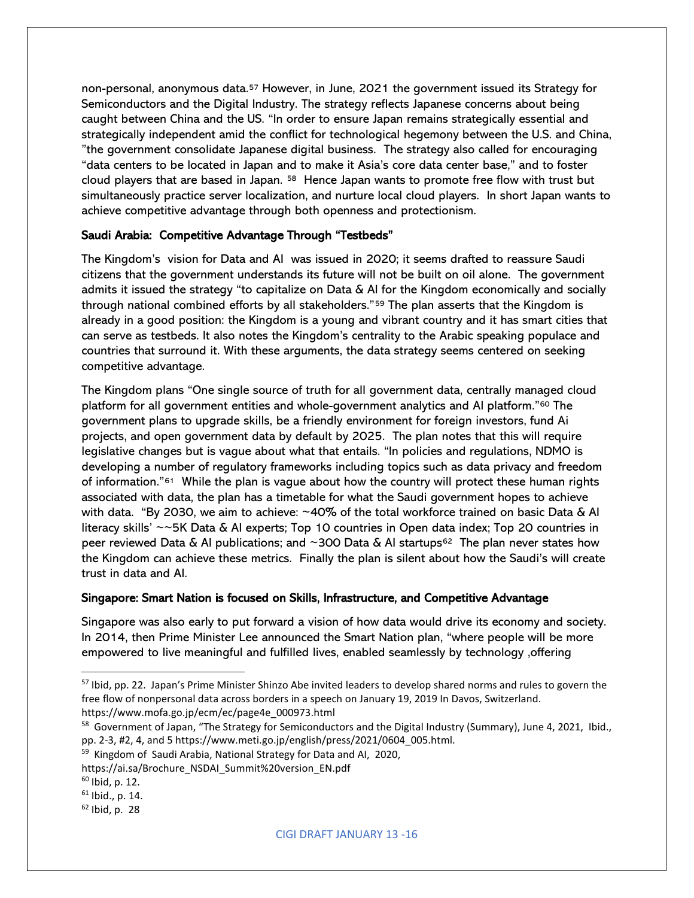non-personal, anonymous data.[57] However, in June, 2021 the government issued its Strategy for Semiconductors and the Digital Industry. The strategy reflects Japanese concerns about being caught between China and the US. "In order to ensure Japan remains strategically essential and strategically independent amid the conflict for technological hegemony between the U.S. and China, "the government consolidate Japanese digital business. The strategy also called for encouraging "data centers to be located in Japan and to make it Asia's core data center base," and to foster cloud players that are based in Japan. [58] Hence Japan wants to promote free flow with trust but simultaneously practice server localization, and nurture local cloud players. In short Japan wants to achieve competitive advantage through both openness and protectionism.

### Saudi Arabia: Competitive Advantage Through "Testbeds"

The Kingdom's vision for Data and AI was issued in 2020; it seems drafted to reassure Saudi citizens that the government understands its future will not be built on oil alone. The government admits it issued the strategy "to capitalize on Data & AI for the Kingdom economically and socially through national combined efforts by all stakeholders."[59] The plan asserts that the Kingdom is already in a good position: the Kingdom is a young and vibrant country and it has smart cities that can serve as testbeds. It also notes the Kingdom's centrality to the Arabic speaking populace and countries that surround it. With these arguments, the data strategy seems centered on seeking competitive advantage.

The Kingdom plans "One single source of truth for all government data, centrally managed cloud platform for all government entities and whole-government analytics and AI platform."[60] The government plans to upgrade skills, be a friendly environment for foreign investors, fund Ai projects, and open government data by default by 2025. The plan notes that this will require legislative changes but is vague about what that entails. "In policies and regulations, NDMO is developing a number of regulatory frameworks including topics such as data privacy and freedom of information."[61] While the plan is vague about how the country will protect these human rights associated with data, the plan has a timetable for what the Saudi government hopes to achieve with data. "By 2030, we aim to achieve: ~40% of the total workforce trained on basic Data & AI literacy skills' ~~5K Data & AI experts; Top 10 countries in Open data index; Top 20 countries in peer reviewed Data & AI publications; and ~300 Data & AI startups[62] The plan never states how the Kingdom can achieve these metrics. Finally the plan is silent about how the Saudi's will create trust in data and AI.

### Singapore: Smart Nation is focused on Skills, Infrastructure, and Competitive Advantage

Singapore was also early to put forward a vision of how data would drive its economy and society. In 2014, then Prime Minister Lee announced the Smart Nation plan, "where people will be more empowered to live meaningful and fulfilled lives, enabled seamlessly by technology ,offering

---

[57] Ibid, pp. 22. Japan's Prime Minister Shinzo Abe invited leaders to develop shared norms and rules to govern the free flow of nonpersonal data across borders in a speech on January 19, 2019 In Davos, Switzerland. https://www.mofa.go.jp/ecm/ec/page4e_000973.html

[58] Government of Japan, "The Strategy for Semiconductors and the Digital Industry (Summary), June 4, 2021, Ibid., pp. 2-3, #2, 4, and 5 https://www.meti.go.jp/english/press/2021/0604_005.html.

[59] Kingdom of Saudi Arabia, National Strategy for Data and AI, 2020, https://ai.sa/Brochure_NSDAI_Summit%20version_EN.pdf

[60] Ibid, p. 12.

[61] Ibid., p. 14.

[62] Ibid, p. 28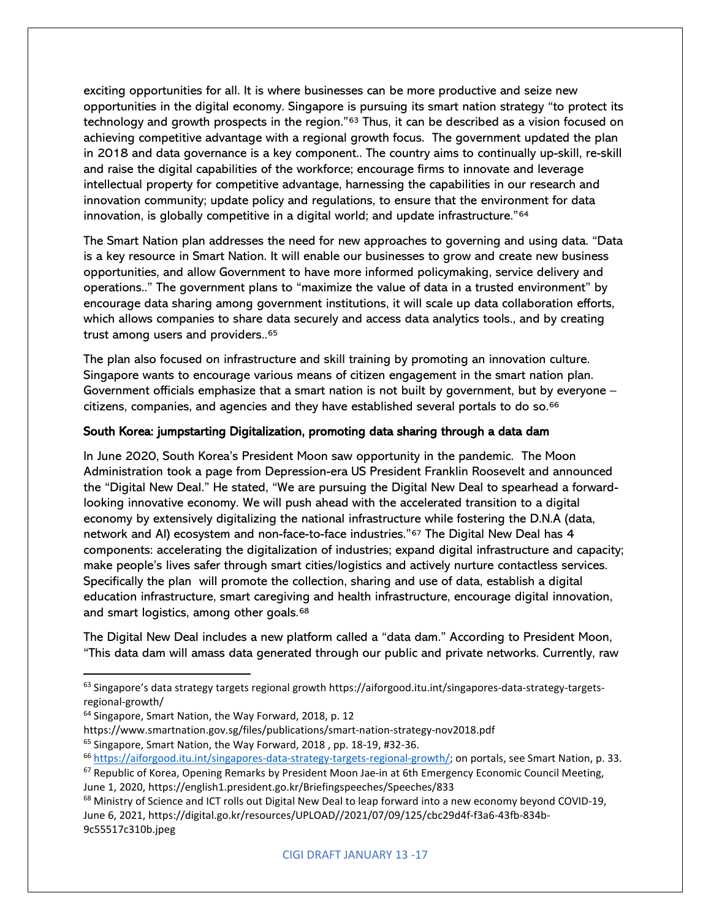exciting opportunities for all. It is where businesses can be more productive and seize new opportunities in the digital economy. Singapore is pursuing its smart nation strategy "to protect its technology and growth prospects in the region."[63] Thus, it can be described as a vision focused on achieving competitive advantage with a regional growth focus. The government updated the plan in 2018 and data governance is a key component.. The country aims to continually up-skill, re-skill and raise the digital capabilities of the workforce; encourage firms to innovate and leverage intellectual property for competitive advantage, harnessing the capabilities in our research and innovation community; update policy and regulations, to ensure that the environment for data innovation, is globally competitive in a digital world; and update infrastructure."[64]

The Smart Nation plan addresses the need for new approaches to governing and using data. "Data is a key resource in Smart Nation. It will enable our businesses to grow and create new business opportunities, and allow Government to have more informed policymaking, service delivery and operations.." The government plans to "maximize the value of data in a trusted environment" by encourage data sharing among government institutions, it will scale up data collaboration efforts, which allows companies to share data securely and access data analytics tools., and by creating trust among users and providers..[65]

The plan also focused on infrastructure and skill training by promoting an innovation culture. Singapore wants to encourage various means of citizen engagement in the smart nation plan. Government officials emphasize that a smart nation is not built by government, but by everyone – citizens, companies, and agencies and they have established several portals to do so.[66]

### South Korea: jumpstarting Digitalization, promoting data sharing through a data dam

In June 2020, South Korea's President Moon saw opportunity in the pandemic. The Moon Administration took a page from Depression-era US President Franklin Roosevelt and announced the "Digital New Deal." He stated, "We are pursuing the Digital New Deal to spearhead a forward-looking innovative economy. We will push ahead with the accelerated transition to a digital economy by extensively digitalizing the national infrastructure while fostering the D.N.A (data, network and AI) ecosystem and non-face-to-face industries."[67] The Digital New Deal has 4 components: accelerating the digitalization of industries; expand digital infrastructure and capacity; make people's lives safer through smart cities/logistics and actively nurture contactless services. Specifically the plan will promote the collection, sharing and use of data, establish a digital education infrastructure, smart caregiving and health infrastructure, encourage digital innovation, and smart logistics, among other goals.[68]

The Digital New Deal includes a new platform called a "data dam." According to President Moon, "This data dam will amass data generated through our public and private networks. Currently, raw

---

[63] Singapore's data strategy targets regional growth https://aiforgood.itu.int/singapores-data-strategy-targets-regional-growth/

[64] Singapore, Smart Nation, the Way Forward, 2018, p. 12 https://www.smartnation.gov.sg/files/publications/smart-nation-strategy-nov2018.pdf

[65] Singapore, Smart Nation, the Way Forward, 2018 , pp. 18-19, #32-36.

[66] https://aiforgood.itu.int/singapores-data-strategy-targets-regional-growth/; on portals, see Smart Nation, p. 33.

[67] Republic of Korea, Opening Remarks by President Moon Jae-in at 6th Emergency Economic Council Meeting, June 1, 2020, https://english1.president.go.kr/Briefingspeeches/Speeches/833

[68] Ministry of Science and ICT rolls out Digital New Deal to leap forward into a new economy beyond COVID-19, June 6, 2021, https://digital.go.kr/resources/UPLOAD//2021/07/09/125/cbc29d4f-f3a6-43fb-834b-9c55517c310b.jpeg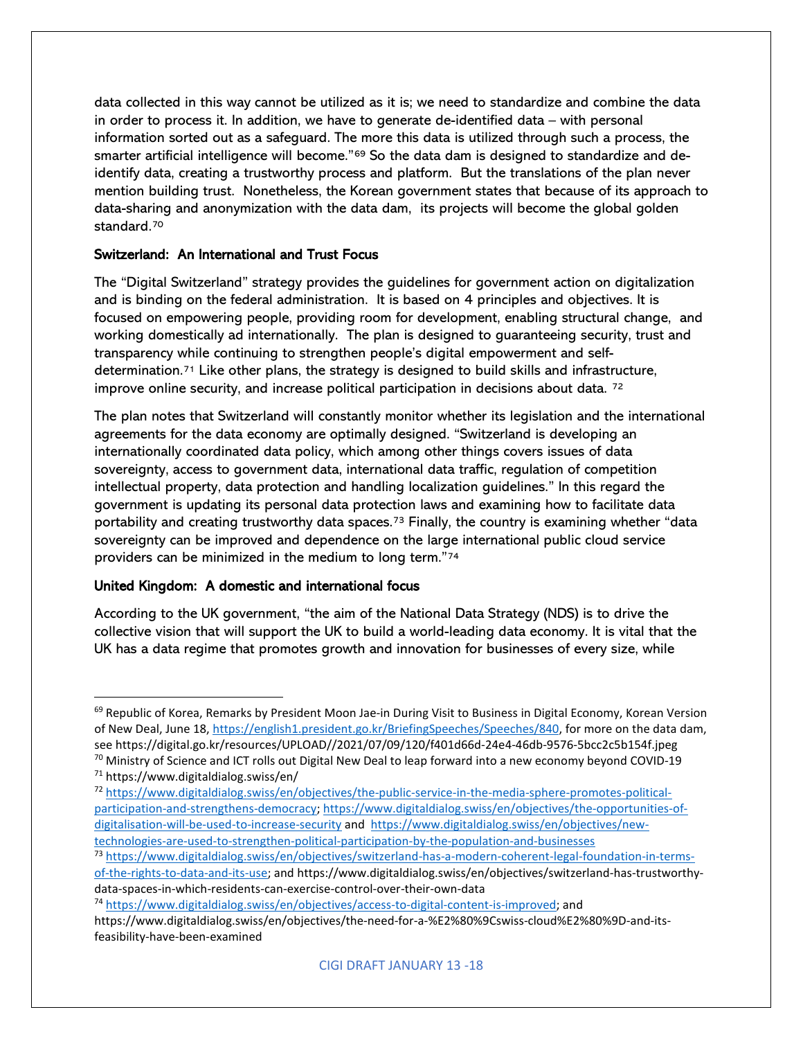data collected in this way cannot be utilized as it is; we need to standardize and combine the data in order to process it. In addition, we have to generate de-identified data – with personal information sorted out as a safeguard. The more this data is utilized through such a process, the smarter artificial intelligence will become."[69] So the data dam is designed to standardize and de-identify data, creating a trustworthy process and platform. But the translations of the plan never mention building trust. Nonetheless, the Korean government states that because of its approach to data-sharing and anonymization with the data dam, its projects will become the global golden standard.[70]

**Switzerland: An International and Trust Focus**

The "Digital Switzerland" strategy provides the guidelines for government action on digitalization and is binding on the federal administration. It is based on 4 principles and objectives. It is focused on empowering people, providing room for development, enabling structural change, and working domestically ad internationally. The plan is designed to guaranteeing security, trust and transparency while continuing to strengthen people's digital empowerment and self-determination.[71] Like other plans, the strategy is designed to build skills and infrastructure, improve online security, and increase political participation in decisions about data.[72]

The plan notes that Switzerland will constantly monitor whether its legislation and the international agreements for the data economy are optimally designed. "Switzerland is developing an internationally coordinated data policy, which among other things covers issues of data sovereignty, access to government data, international data traffic, regulation of competition intellectual property, data protection and handling localization guidelines." In this regard the government is updating its personal data protection laws and examining how to facilitate data portability and creating trustworthy data spaces.[73] Finally, the country is examining whether "data sovereignty can be improved and dependence on the large international public cloud service providers can be minimized in the medium to long term."[74]

**United Kingdom: A domestic and international focus**

According to the UK government, "the aim of the National Data Strategy (NDS) is to drive the collective vision that will support the UK to build a world-leading data economy. It is vital that the UK has a data regime that promotes growth and innovation for businesses of every size, while

---

[69] Republic of Korea, Remarks by President Moon Jae-in During Visit to Business in Digital Economy, Korean Version of New Deal, June 18, https://english1.president.go.kr/BriefingSpeeches/Speeches/840, for more on the data dam, see https://digital.go.kr/resources/UPLOAD//2021/07/09/120/f401d66d-24e4-46db-9576-5bcc2c5b154f.jpeg

[70] Ministry of Science and ICT rolls out Digital New Deal to leap forward into a new economy beyond COVID-19

[71] https://www.digitaldialog.swiss/en/

[72] https://www.digitaldialog.swiss/en/objectives/the-public-service-in-the-media-sphere-promotes-political-participation-and-strengthens-democracy; https://www.digitaldialog.swiss/en/objectives/the-opportunities-of-digitalisation-will-be-used-to-increase-security and https://www.digitaldialog.swiss/en/objectives/new-technologies-are-used-to-strengthen-political-participation-by-the-population-and-businesses

[73] https://www.digitaldialog.swiss/en/objectives/switzerland-has-a-modern-coherent-legal-foundation-in-terms-of-the-rights-to-data-and-its-use; and https://www.digitaldialog.swiss/en/objectives/switzerland-has-trustworthy-data-spaces-in-which-residents-can-exercise-control-over-their-own-data

[74] https://www.digitaldialog.swiss/en/objectives/access-to-digital-content-is-improved; and https://www.digitaldialog.swiss/en/objectives/the-need-for-a-%E2%80%9Cswiss-cloud%E2%80%9D-and-its-feasibility-have-been-examined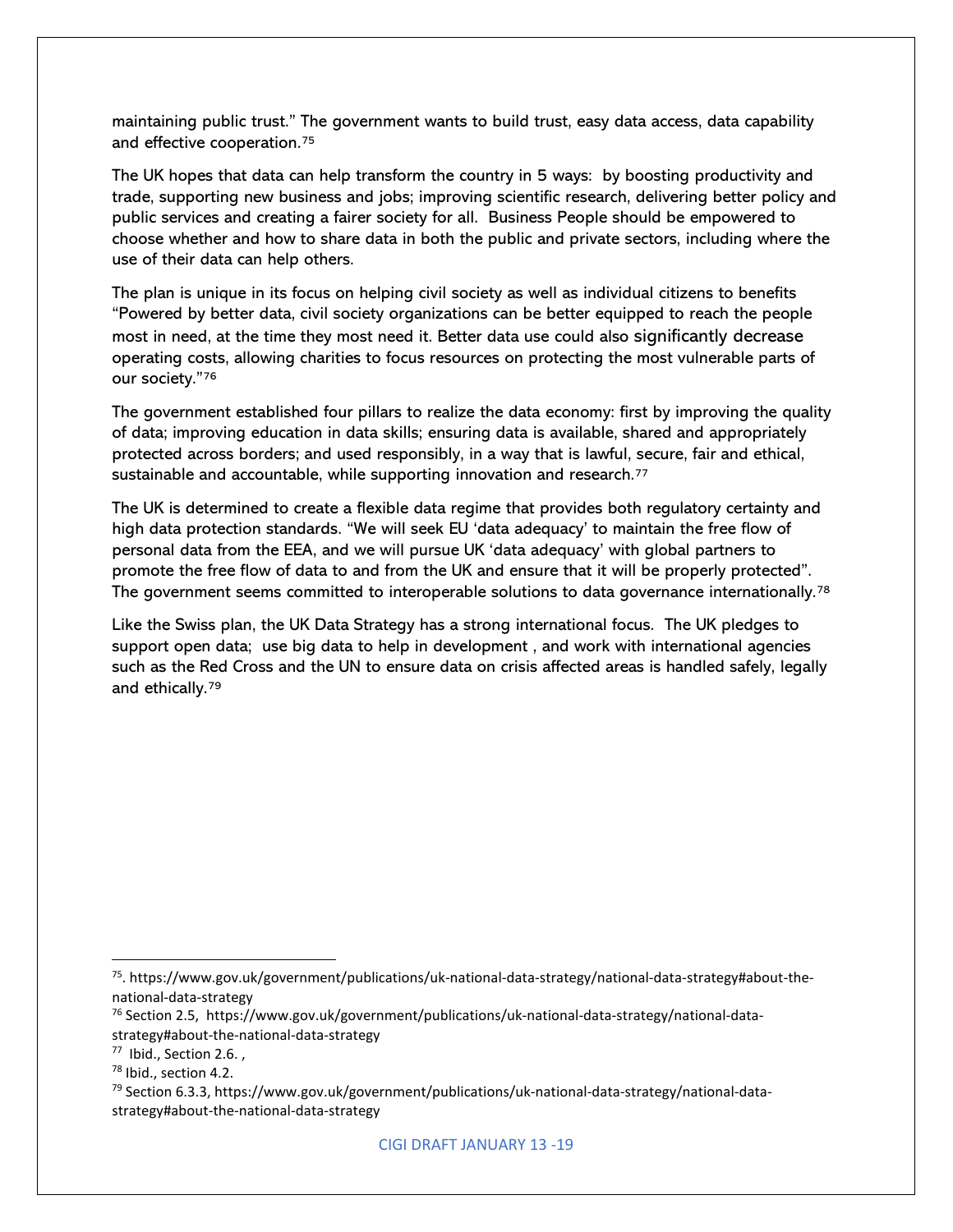maintaining public trust." The government wants to build trust, easy data access, data capability and effective cooperation.[75]

The UK hopes that data can help transform the country in 5 ways: by boosting productivity and trade, supporting new business and jobs; improving scientific research, delivering better policy and public services and creating a fairer society for all. Business People should be empowered to choose whether and how to share data in both the public and private sectors, including where the use of their data can help others.

The plan is unique in its focus on helping civil society as well as individual citizens to benefits "Powered by better data, civil society organizations can be better equipped to reach the people most in need, at the time they most need it. Better data use could also significantly decrease operating costs, allowing charities to focus resources on protecting the most vulnerable parts of our society."[76]

The government established four pillars to realize the data economy: first by improving the quality of data; improving education in data skills; ensuring data is available, shared and appropriately protected across borders; and used responsibly, in a way that is lawful, secure, fair and ethical, sustainable and accountable, while supporting innovation and research.[77]

The UK is determined to create a flexible data regime that provides both regulatory certainty and high data protection standards. "We will seek EU 'data adequacy' to maintain the free flow of personal data from the EEA, and we will pursue UK 'data adequacy' with global partners to promote the free flow of data to and from the UK and ensure that it will be properly protected". The government seems committed to interoperable solutions to data governance internationally.[78]

Like the Swiss plan, the UK Data Strategy has a strong international focus. The UK pledges to support open data; use big data to help in development , and work with international agencies such as the Red Cross and the UN to ensure data on crisis affected areas is handled safely, legally and ethically.[79]

---

[75]. https://www.gov.uk/government/publications/uk-national-data-strategy/national-data-strategy#about-the-national-data-strategy

[76] Section 2.5, https://www.gov.uk/government/publications/uk-national-data-strategy/national-data-strategy#about-the-national-data-strategy

[77] Ibid., Section 2.6. ,

[78] Ibid., section 4.2.

[79] Section 6.3.3, https://www.gov.uk/government/publications/uk-national-data-strategy/national-data-strategy#about-the-national-data-strategy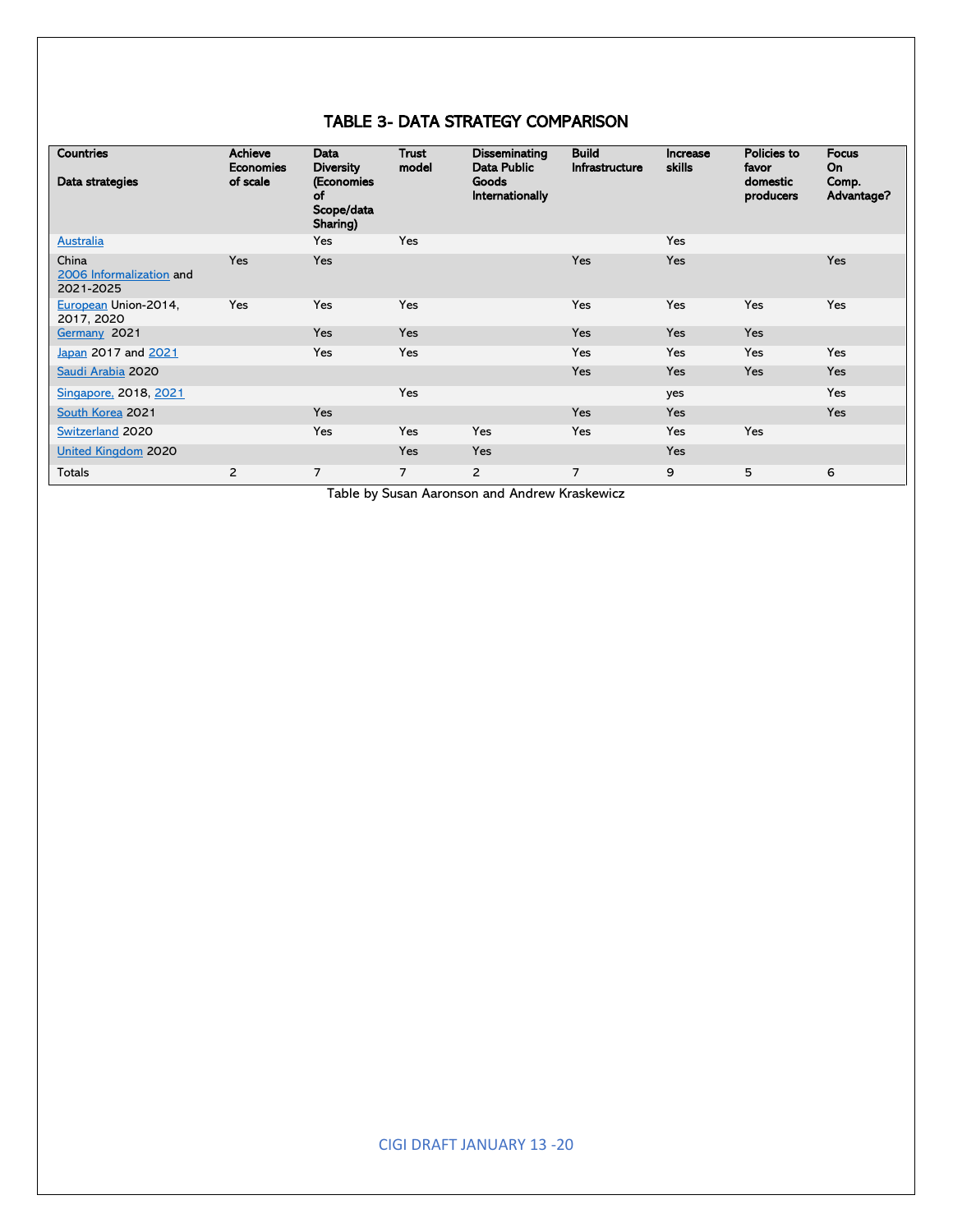### TABLE 3- DATA STRATEGY COMPARISON

| Countries<br><br>Data strategies | Achieve Economies of scale | Data Diversity (Economies of Scope/data Sharing) | Trust model | Disseminating Data Public Goods Internationally | Build Infrastructure | Increase skills | Policies to favor domestic producers | Focus On Comp. Advantage? |
|---|---|---|---|---|---|---|---|---|
| Australia | | Yes | Yes | | | Yes | | |
| China 2006 Informalization and 2021-2025 | Yes | Yes | | | Yes | Yes | | Yes |
| European Union-2014, 2017, 2020 | Yes | Yes | Yes | | Yes | Yes | Yes | Yes |
| Germany 2021 | | Yes | Yes | | Yes | Yes | Yes | |
| Japan 2017 and 2021 | | Yes | Yes | | Yes | Yes | Yes | Yes |
| Saudi Arabia 2020 | | | | | Yes | Yes | Yes | Yes |
| Singapore, 2018, 2021 | | | Yes | | | yes | | Yes |
| South Korea 2021 | | Yes | | | Yes | Yes | | Yes |
| Switzerland 2020 | | Yes | Yes | Yes | Yes | Yes | Yes | |
| United Kingdom 2020 | | | Yes | Yes | | Yes | | |
| Totals | 2 | 7 | 7 | 2 | 7 | 9 | 5 | 6 |

Table by Susan Aaronson and Andrew Kraskewicz

CIGI DRAFT JANUARY 13 -20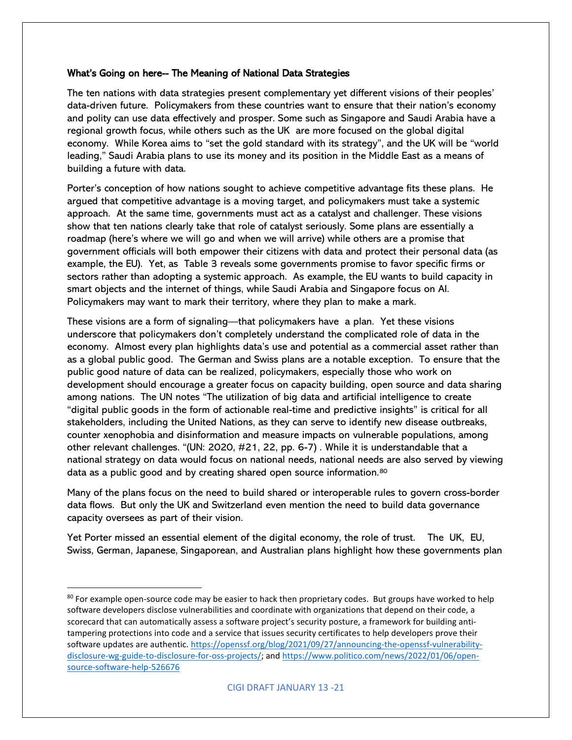**What's Going on here-- The Meaning of National Data Strategies**

The ten nations with data strategies present complementary yet different visions of their peoples' data-driven future. Policymakers from these countries want to ensure that their nation's economy and polity can use data effectively and prosper. Some such as Singapore and Saudi Arabia have a regional growth focus, while others such as the UK are more focused on the global digital economy. While Korea aims to "set the gold standard with its strategy", and the UK will be "world leading," Saudi Arabia plans to use its money and its position in the Middle East as a means of building a future with data.

Porter's conception of how nations sought to achieve competitive advantage fits these plans. He argued that competitive advantage is a moving target, and policymakers must take a systemic approach. At the same time, governments must act as a catalyst and challenger. These visions show that ten nations clearly take that role of catalyst seriously. Some plans are essentially a roadmap (here's where we will go and when we will arrive) while others are a promise that government officials will both empower their citizens with data and protect their personal data (as example, the EU). Yet, as Table 3 reveals some governments promise to favor specific firms or sectors rather than adopting a systemic approach. As example, the EU wants to build capacity in smart objects and the internet of things, while Saudi Arabia and Singapore focus on AI. Policymakers may want to mark their territory, where they plan to make a mark.

These visions are a form of signaling—that policymakers have a plan. Yet these visions underscore that policymakers don't completely understand the complicated role of data in the economy. Almost every plan highlights data's use and potential as a commercial asset rather than as a global public good. The German and Swiss plans are a notable exception. To ensure that the public good nature of data can be realized, policymakers, especially those who work on development should encourage a greater focus on capacity building, open source and data sharing among nations. The UN notes "The utilization of big data and artificial intelligence to create "digital public goods in the form of actionable real-time and predictive insights" is critical for all stakeholders, including the United Nations, as they can serve to identify new disease outbreaks, counter xenophobia and disinformation and measure impacts on vulnerable populations, among other relevant challenges. "(UN: 2020, #21, 22, pp. 6-7) . While it is understandable that a national strategy on data would focus on national needs, national needs are also served by viewing data as a public good and by creating shared open source information.[80]

Many of the plans focus on the need to build shared or interoperable rules to govern cross-border data flows. But only the UK and Switzerland even mention the need to build data governance capacity oversees as part of their vision.

Yet Porter missed an essential element of the digital economy, the role of trust. The UK, EU, Swiss, German, Japanese, Singaporean, and Australian plans highlight how these governments plan

---

[80] For example open-source code may be easier to hack then proprietary codes. But groups have worked to help software developers disclose vulnerabilities and coordinate with organizations that depend on their code, a scorecard that can automatically assess a software project's security posture, a framework for building anti-tampering protections into code and a service that issues security certificates to help developers prove their software updates are authentic. https://openssf.org/blog/2021/09/27/announcing-the-openssf-vulnerability-disclosure-wg-guide-to-disclosure-for-oss-projects/; and https://www.politico.com/news/2022/01/06/open-source-software-help-526676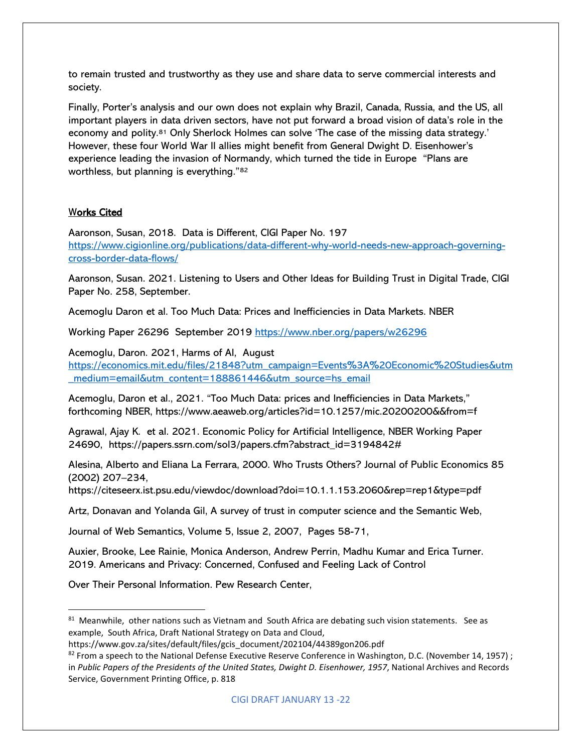to remain trusted and trustworthy as they use and share data to serve commercial interests and society.

Finally, Porter's analysis and our own does not explain why Brazil, Canada, Russia, and the US, all important players in data driven sectors, have not put forward a broad vision of data's role in the economy and polity.[81] Only Sherlock Holmes can solve 'The case of the missing data strategy.' However, these four World War II allies might benefit from General Dwight D. Eisenhower's experience leading the invasion of Normandy, which turned the tide in Europe "Plans are worthless, but planning is everything."[82]

## Works Cited

Aaronson, Susan, 2018. Data is Different, CIGI Paper No. 197 https://www.cigionline.org/publications/data-different-why-world-needs-new-approach-governing-cross-border-data-flows/

Aaronson, Susan. 2021. Listening to Users and Other Ideas for Building Trust in Digital Trade, CIGI Paper No. 258, September.

Acemoglu Daron et al. Too Much Data: Prices and Inefficiencies in Data Markets. NBER

Working Paper 26296 September 2019 https://www.nber.org/papers/w26296

Acemoglu, Daron. 2021, Harms of AI, August https://economics.mit.edu/files/21848?utm_campaign=Events%3A%20Economic%20Studies&utm_medium=email&utm_content=188861446&utm_source=hs_email

Acemoglu, Daron et al., 2021. "Too Much Data: prices and Inefficiencies in Data Markets," forthcoming NBER, https://www.aeaweb.org/articles?id=10.1257/mic.20200200&&from=f

Agrawal, Ajay K. et al. 2021. Economic Policy for Artificial Intelligence, NBER Working Paper 24690, https://papers.ssrn.com/sol3/papers.cfm?abstract_id=3194842#

Alesina, Alberto and Eliana La Ferrara, 2000. Who Trusts Others? Journal of Public Economics 85 (2002) 207–234, https://citeseerx.ist.psu.edu/viewdoc/download?doi=10.1.1.153.2060&rep=rep1&type=pdf

Artz, Donavan and Yolanda Gil, A survey of trust in computer science and the Semantic Web,

Journal of Web Semantics, Volume 5, Issue 2, 2007, Pages 58-71,

Auxier, Brooke, Lee Rainie, Monica Anderson, Andrew Perrin, Madhu Kumar and Erica Turner. 2019. Americans and Privacy: Concerned, Confused and Feeling Lack of Control

Over Their Personal Information. Pew Research Center,

---

[81] Meanwhile, other nations such as Vietnam and South Africa are debating such vision statements. See as example, South Africa, Draft National Strategy on Data and Cloud, https://www.gov.za/sites/default/files/gcis_document/202104/44389gon206.pdf

[82] From a speech to the National Defense Executive Reserve Conference in Washington, D.C. (November 14, 1957) ; in *Public Papers of the Presidents of the United States, Dwight D. Eisenhower, 1957*, National Archives and Records Service, Government Printing Office, p. 818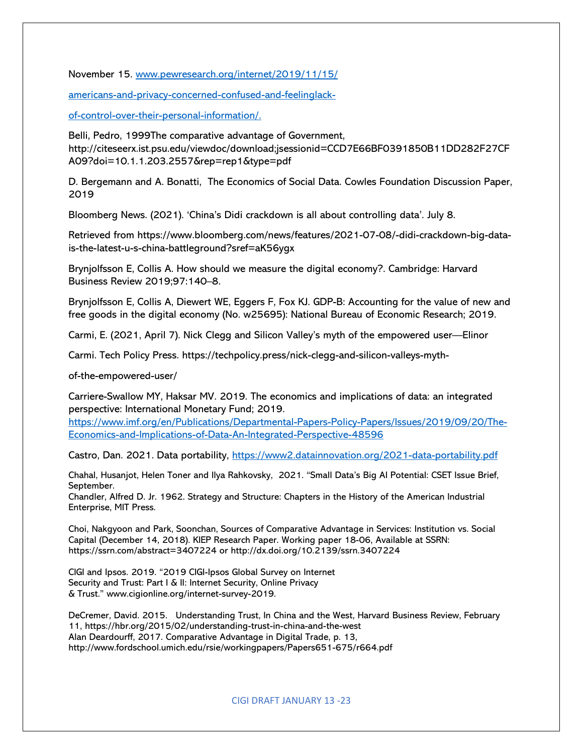November 15. www.pewresearch.org/internet/2019/11/15/

americans-and-privacy-concerned-confused-and-feelinglack-

of-control-over-their-personal-information/.

Belli, Pedro, 1999The comparative advantage of Government, http://citeseerx.ist.psu.edu/viewdoc/download;jsessionid=CCD7E66BF0391850B11DD282F27CFA09?doi=10.1.1.203.2557&rep=rep1&type=pdf

D. Bergemann and A. Bonatti, The Economics of Social Data. Cowles Foundation Discussion Paper, 2019

Bloomberg News. (2021). 'China's Didi crackdown is all about controlling data'. July 8.

Retrieved from https://www.bloomberg.com/news/features/2021-07-08/-didi-crackdown-big-data-is-the-latest-u-s-china-battleground?sref=aK56ygx

Brynjolfsson E, Collis A. How should we measure the digital economy?. Cambridge: Harvard Business Review 2019;97:140–8.

Brynjolfsson E, Collis A, Diewert WE, Eggers F, Fox KJ. GDP-B: Accounting for the value of new and free goods in the digital economy (No. w25695): National Bureau of Economic Research; 2019.

Carmi, E. (2021, April 7). Nick Clegg and Silicon Valley's myth of the empowered user—Elinor

Carmi. Tech Policy Press. https://techpolicy.press/nick-clegg-and-silicon-valleys-myth-

of-the-empowered-user/

Carriere-Swallow MY, Haksar MV. 2019. The economics and implications of data: an integrated perspective: International Monetary Fund; 2019. https://www.imf.org/en/Publications/Departmental-Papers-Policy-Papers/Issues/2019/09/20/The-Economics-and-Implications-of-Data-An-Integrated-Perspective-48596

Castro, Dan. 2021. Data portability, https://www2.datainnovation.org/2021-data-portability.pdf

Chahal, Husanjot, Helen Toner and Ilya Rahkovsky, 2021. "Small Data's Big AI Potential: CSET Issue Brief, September.

Chandler, Alfred D. Jr. 1962. Strategy and Structure: Chapters in the History of the American Industrial Enterprise, MIT Press.

Choi, Nakgyoon and Park, Soonchan, Sources of Comparative Advantage in Services: Institution vs. Social Capital (December 14, 2018). KIEP Research Paper. Working paper 18-06, Available at SSRN: https://ssrn.com/abstract=3407224 or http://dx.doi.org/10.2139/ssrn.3407224

CIGI and Ipsos. 2019. "2019 CIGI-Ipsos Global Survey on Internet Security and Trust: Part I & II: Internet Security, Online Privacy & Trust." www.cigionline.org/internet-survey-2019.

DeCremer, David. 2015. Understanding Trust, In China and the West, Harvard Business Review, February 11, https://hbr.org/2015/02/understanding-trust-in-china-and-the-west

Alan Deardourff, 2017. Comparative Advantage in Digital Trade, p. 13, http://www.fordschool.umich.edu/rsie/workingpapers/Papers651-675/r664.pdf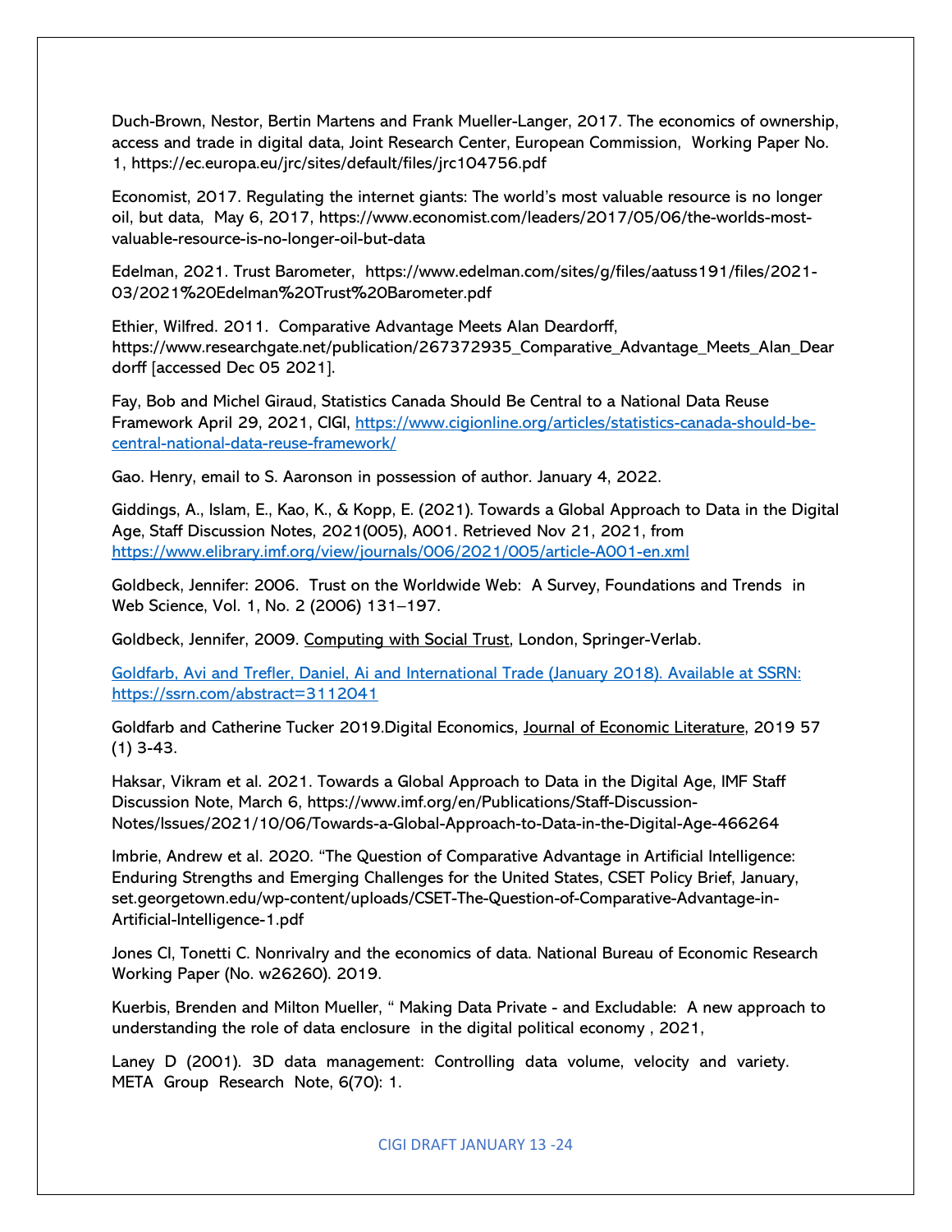Duch-Brown, Nestor, Bertin Martens and Frank Mueller-Langer, 2017. The economics of ownership, access and trade in digital data, Joint Research Center, European Commission, Working Paper No. 1, https://ec.europa.eu/jrc/sites/default/files/jrc104756.pdf

Economist, 2017. Regulating the internet giants: The world's most valuable resource is no longer oil, but data, May 6, 2017, https://www.economist.com/leaders/2017/05/06/the-worlds-most-valuable-resource-is-no-longer-oil-but-data

Edelman, 2021. Trust Barometer, https://www.edelman.com/sites/g/files/aatuss191/files/2021-03/2021%20Edelman%20Trust%20Barometer.pdf

Ethier, Wilfred. 2011. Comparative Advantage Meets Alan Deardorff, https://www.researchgate.net/publication/267372935_Comparative_Advantage_Meets_Alan_Deardorff [accessed Dec 05 2021].

Fay, Bob and Michel Giraud, Statistics Canada Should Be Central to a National Data Reuse Framework April 29, 2021, CIGI, https://www.cigionline.org/articles/statistics-canada-should-be-central-national-data-reuse-framework/

Gao. Henry, email to S. Aaronson in possession of author. January 4, 2022.

Giddings, A., Islam, E., Kao, K., & Kopp, E. (2021). Towards a Global Approach to Data in the Digital Age, Staff Discussion Notes, 2021(005), A001. Retrieved Nov 21, 2021, from https://www.elibrary.imf.org/view/journals/006/2021/005/article-A001-en.xml

Goldbeck, Jennifer: 2006. Trust on the Worldwide Web: A Survey, Foundations and Trends in Web Science, Vol. 1, No. 2 (2006) 131–197.

Goldbeck, Jennifer, 2009. Computing with Social Trust, London, Springer-Verlab.

Goldfarb, Avi and Trefler, Daniel, Ai and International Trade (January 2018). Available at SSRN: https://ssrn.com/abstract=3112041

Goldfarb and Catherine Tucker 2019.Digital Economics, Journal of Economic Literature, 2019 57 (1) 3-43.

Haksar, Vikram et al. 2021. Towards a Global Approach to Data in the Digital Age, IMF Staff Discussion Note, March 6, https://www.imf.org/en/Publications/Staff-Discussion-Notes/Issues/2021/10/06/Towards-a-Global-Approach-to-Data-in-the-Digital-Age-466264

Imbrie, Andrew et al. 2020. "The Question of Comparative Advantage in Artificial Intelligence: Enduring Strengths and Emerging Challenges for the United States, CSET Policy Brief, January, set.georgetown.edu/wp-content/uploads/CSET-The-Question-of-Comparative-Advantage-in-Artificial-Intelligence-1.pdf

Jones CI, Tonetti C. Nonrivalry and the economics of data. National Bureau of Economic Research Working Paper (No. w26260). 2019.

Kuerbis, Brenden and Milton Mueller, " Making Data Private - and Excludable: A new approach to understanding the role of data enclosure in the digital political economy , 2021,

Laney D (2001). 3D data management: Controlling data volume, velocity and variety. META Group Research Note, 6(70): 1.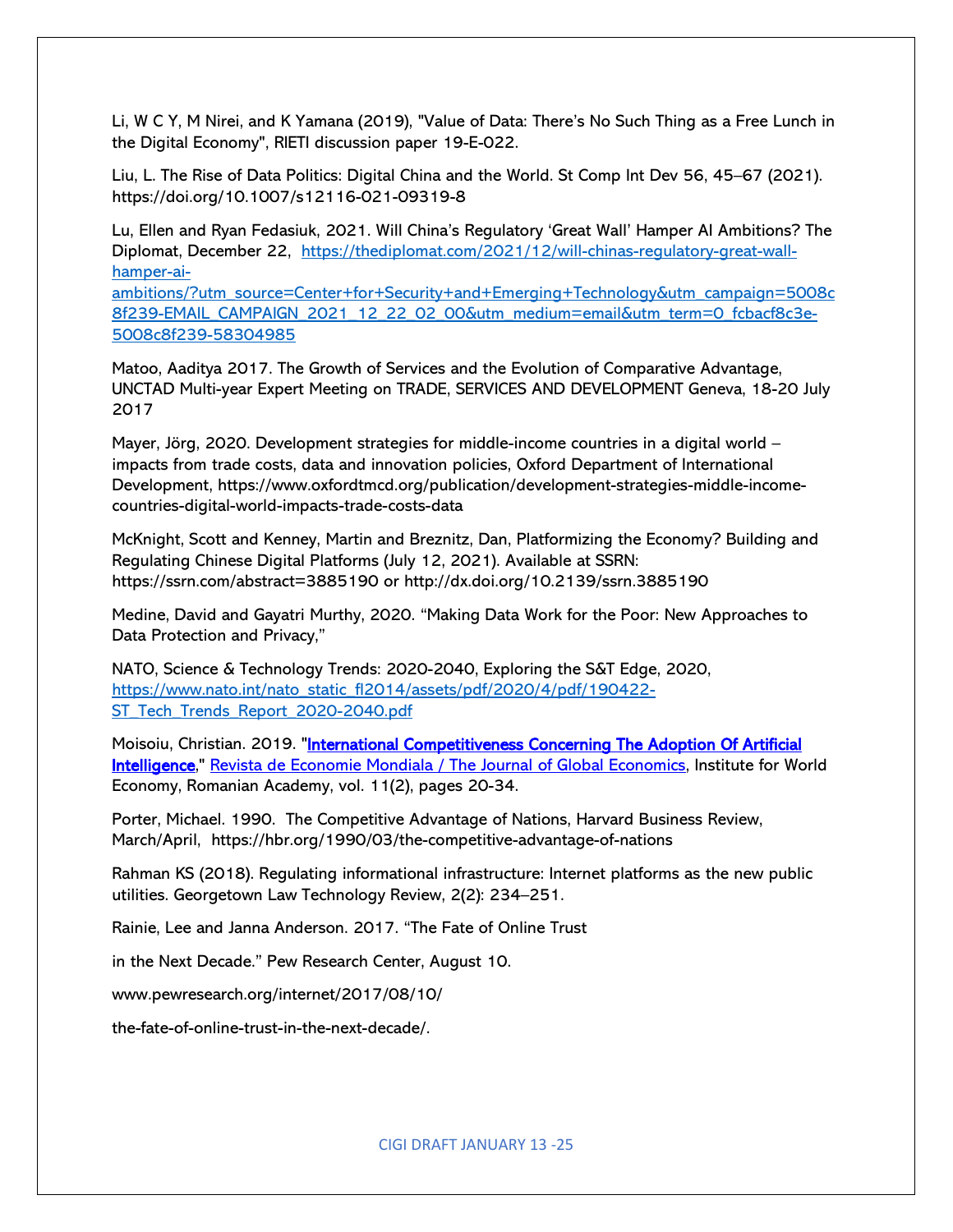Li, W C Y, M Nirei, and K Yamana (2019), "Value of Data: There's No Such Thing as a Free Lunch in the Digital Economy", RIETI discussion paper 19-E-022.

Liu, L. The Rise of Data Politics: Digital China and the World. St Comp Int Dev 56, 45–67 (2021). https://doi.org/10.1007/s12116-021-09319-8

Lu, Ellen and Ryan Fedasiuk, 2021. Will China's Regulatory 'Great Wall' Hamper AI Ambitions? The Diplomat, December 22, https://thediplomat.com/2021/12/will-chinas-regulatory-great-wall-hamper-ai-ambitions/?utm_source=Center+for+Security+and+Emerging+Technology&utm_campaign=5008c8f239-EMAIL_CAMPAIGN_2021_12_22_02_00&utm_medium=email&utm_term=0_fcbacf8c3e-5008c8f239-58304985

Matoo, Aaditya 2017. The Growth of Services and the Evolution of Comparative Advantage, UNCTAD Multi-year Expert Meeting on TRADE, SERVICES AND DEVELOPMENT Geneva, 18-20 July 2017

Mayer, Jörg, 2020. Development strategies for middle-income countries in a digital world – impacts from trade costs, data and innovation policies, Oxford Department of International Development, https://www.oxfordtmcd.org/publication/development-strategies-middle-income-countries-digital-world-impacts-trade-costs-data

McKnight, Scott and Kenney, Martin and Breznitz, Dan, Platformizing the Economy? Building and Regulating Chinese Digital Platforms (July 12, 2021). Available at SSRN: https://ssrn.com/abstract=3885190 or http://dx.doi.org/10.2139/ssrn.3885190

Medine, David and Gayatri Murthy, 2020. "Making Data Work for the Poor: New Approaches to Data Protection and Privacy,"

NATO, Science & Technology Trends: 2020-2040, Exploring the S&T Edge, 2020, https://www.nato.int/nato_static_fl2014/assets/pdf/2020/4/pdf/190422-ST_Tech_Trends_Report_2020-2040.pdf

Moisoiu, Christian. 2019. "**International Competitiveness Concerning The Adoption Of Artificial Intelligence**," Revista de Economie Mondiala / The Journal of Global Economics, Institute for World Economy, Romanian Academy, vol. 11(2), pages 20-34.

Porter, Michael. 1990. The Competitive Advantage of Nations, Harvard Business Review, March/April, https://hbr.org/1990/03/the-competitive-advantage-of-nations

Rahman KS (2018). Regulating informational infrastructure: Internet platforms as the new public utilities. Georgetown Law Technology Review, 2(2): 234–251.

Rainie, Lee and Janna Anderson. 2017. "The Fate of Online Trust

in the Next Decade." Pew Research Center, August 10.

www.pewresearch.org/internet/2017/08/10/

the-fate-of-online-trust-in-the-next-decade/.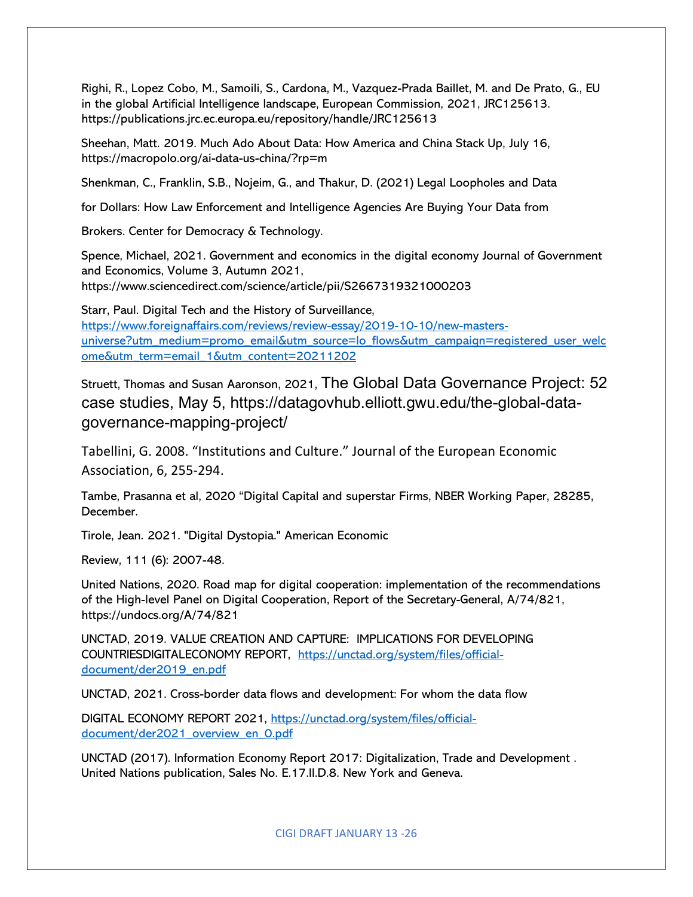Righi, R., Lopez Cobo, M., Samoili, S., Cardona, M., Vazquez-Prada Baillet, M. and De Prato, G., EU in the global Artificial Intelligence landscape, European Commission, 2021, JRC125613. https://publications.jrc.ec.europa.eu/repository/handle/JRC125613

Sheehan, Matt. 2019. Much Ado About Data: How America and China Stack Up, July 16, https://macropolo.org/ai-data-us-china/?rp=m

Shenkman, C., Franklin, S.B., Nojeim, G., and Thakur, D. (2021) Legal Loopholes and Data

for Dollars: How Law Enforcement and Intelligence Agencies Are Buying Your Data from

Brokers. Center for Democracy & Technology.

Spence, Michael, 2021. Government and economics in the digital economy Journal of Government and Economics, Volume 3, Autumn 2021, https://www.sciencedirect.com/science/article/pii/S2667319321000203

Starr, Paul. Digital Tech and the History of Surveillance, https://www.foreignaffairs.com/reviews/review-essay/2019-10-10/new-masters-universe?utm_medium=promo_email&utm_source=lo_flows&utm_campaign=registered_user_welcome&utm_term=email_1&utm_content=20211202

Struett, Thomas and Susan Aaronson, 2021, The Global Data Governance Project: 52 case studies, May 5, https://datagovhub.elliott.gwu.edu/the-global-data-governance-mapping-project/

Tabellini, G. 2008. "Institutions and Culture." Journal of the European Economic Association, 6, 255-294.

Tambe, Prasanna et al, 2020 "Digital Capital and superstar Firms, NBER Working Paper, 28285, December.

Tirole, Jean. 2021. "Digital Dystopia." American Economic

Review, 111 (6): 2007-48.

United Nations, 2020. Road map for digital cooperation: implementation of the recommendations of the High-level Panel on Digital Cooperation, Report of the Secretary-General, A/74/821, https://undocs.org/A/74/821

UNCTAD, 2019. VALUE CREATION AND CAPTURE: IMPLICATIONS FOR DEVELOPING COUNTRIESDIGITALECONOMY REPORT, https://unctad.org/system/files/official-document/der2019_en.pdf

UNCTAD, 2021. Cross-border data flows and development: For whom the data flow

DIGITAL ECONOMY REPORT 2021, https://unctad.org/system/files/official-document/der2021_overview_en_0.pdf

UNCTAD (2017). Information Economy Report 2017: Digitalization, Trade and Development . United Nations publication, Sales No. E.17.II.D.8. New York and Geneva.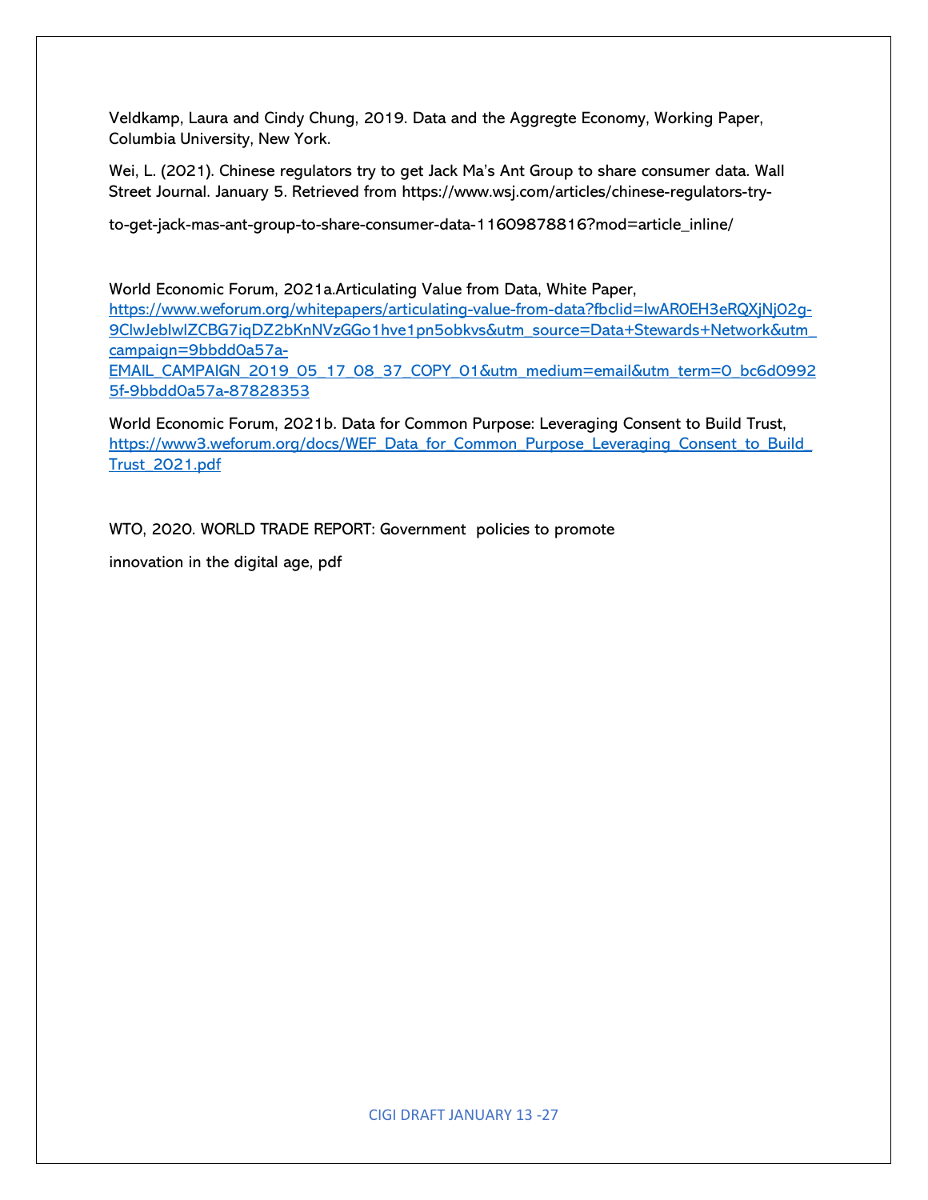Veldkamp, Laura and Cindy Chung, 2019. Data and the Aggregte Economy, Working Paper, Columbia University, New York.

Wei, L. (2021). Chinese regulators try to get Jack Ma's Ant Group to share consumer data. Wall Street Journal. January 5. Retrieved from https://www.wsj.com/articles/chinese-regulators-try-to-get-jack-mas-ant-group-to-share-consumer-data-11609878816?mod=article_inline/

World Economic Forum, 2021a.Articulating Value from Data, White Paper, https://www.weforum.org/whitepapers/articulating-value-from-data?fbclid=IwAR0EH3eRQXjNj02g-9ClwJeblwlZCBG7iqDZ2bKnNVzGGo1hve1pn5obkvs&utm_source=Data+Stewards+Network&utm_campaign=9bbdd0a57a-EMAIL_CAMPAIGN_2019_05_17_08_37_COPY_01&utm_medium=email&utm_term=0_bc6d09925f-9bbdd0a57a-87828353

World Economic Forum, 2021b. Data for Common Purpose: Leveraging Consent to Build Trust, https://www3.weforum.org/docs/WEF_Data_for_Common_Purpose_Leveraging_Consent_to_Build_Trust_2021.pdf

WTO, 2020. WORLD TRADE REPORT: Government policies to promote innovation in the digital age, pdf